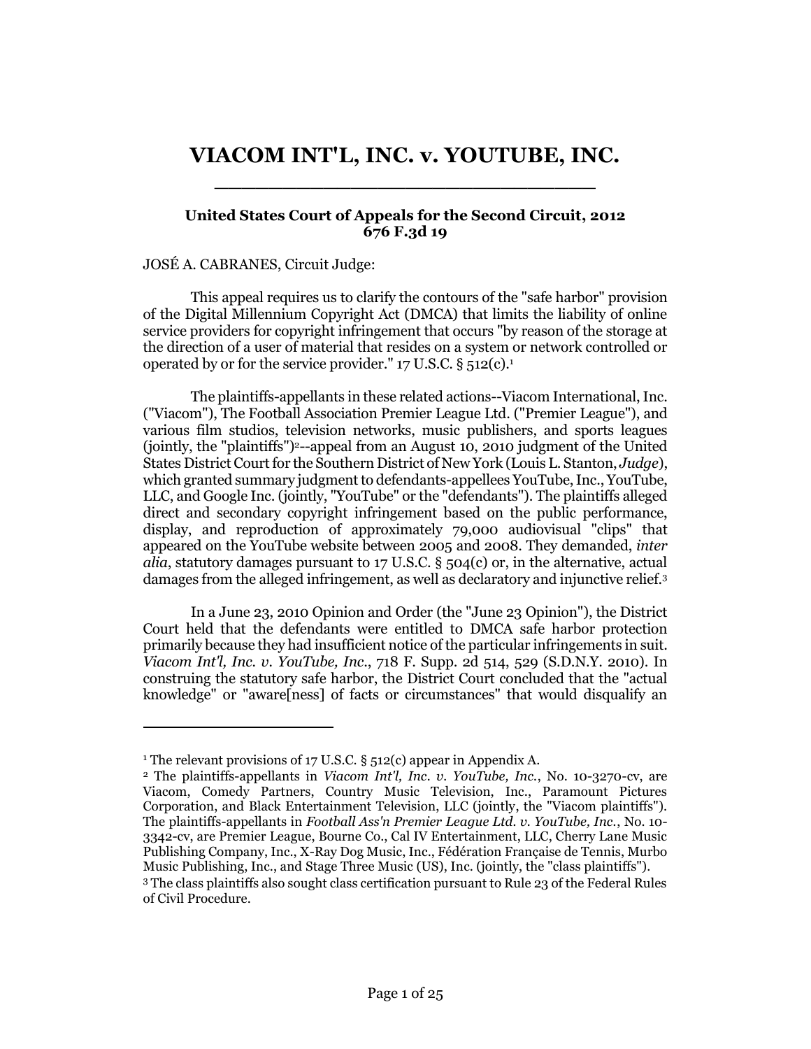# VIACOM INT'L, INC. v. YOUTUBE, INC.

**United States Court of Appeals for the Second Circuit, 2012**
**676 F.3d 19**

JOSÉ A. CABRANES, Circuit Judge:

This appeal requires us to clarify the contours of the "safe harbor" provision of the Digital Millennium Copyright Act (DMCA) that limits the liability of online service providers for copyright infringement that occurs "by reason of the storage at the direction of a user of material that resides on a system or network controlled or operated by or for the service provider." 17 U.S.C. § 512(c).[1]

The plaintiffs-appellants in these related actions--Viacom International, Inc. ("Viacom"), The Football Association Premier League Ltd. ("Premier League"), and various film studios, television networks, music publishers, and sports leagues (jointly, the "plaintiffs")[2]--appeal from an August 10, 2010 judgment of the United States District Court for the Southern District of New York (Louis L. Stanton, *Judge*), which granted summary judgment to defendants-appellees YouTube, Inc., YouTube, LLC, and Google Inc. (jointly, "YouTube" or the "defendants"). The plaintiffs alleged direct and secondary copyright infringement based on the public performance, display, and reproduction of approximately 79,000 audiovisual "clips" that appeared on the YouTube website between 2005 and 2008. They demanded, *inter alia*, statutory damages pursuant to 17 U.S.C. § 504(c) or, in the alternative, actual damages from the alleged infringement, as well as declaratory and injunctive relief.[3]

In a June 23, 2010 Opinion and Order (the "June 23 Opinion"), the District Court held that the defendants were entitled to DMCA safe harbor protection primarily because they had insufficient notice of the particular infringements in suit. *Viacom Int'l, Inc. v. YouTube, Inc.*, 718 F. Supp. 2d 514, 529 (S.D.N.Y. 2010). In construing the statutory safe harbor, the District Court concluded that the "actual knowledge" or "aware[ness] of facts or circumstances" that would disqualify an

---

[1] The relevant provisions of 17 U.S.C. § 512(c) appear in Appendix A.

[2] The plaintiffs-appellants in *Viacom Int'l, Inc. v. YouTube, Inc.*, No. 10-3270-cv, are Viacom, Comedy Partners, Country Music Television, Inc., Paramount Pictures Corporation, and Black Entertainment Television, LLC (jointly, the "Viacom plaintiffs"). The plaintiffs-appellants in *Football Ass'n Premier League Ltd. v. YouTube, Inc.*, No. 10-3342-cv, are Premier League, Bourne Co., Cal IV Entertainment, LLC, Cherry Lane Music Publishing Company, Inc., X-Ray Dog Music, Inc., Fédération Française de Tennis, Murbo Music Publishing, Inc., and Stage Three Music (US), Inc. (jointly, the "class plaintiffs").

[3] The class plaintiffs also sought class certification pursuant to Rule 23 of the Federal Rules of Civil Procedure.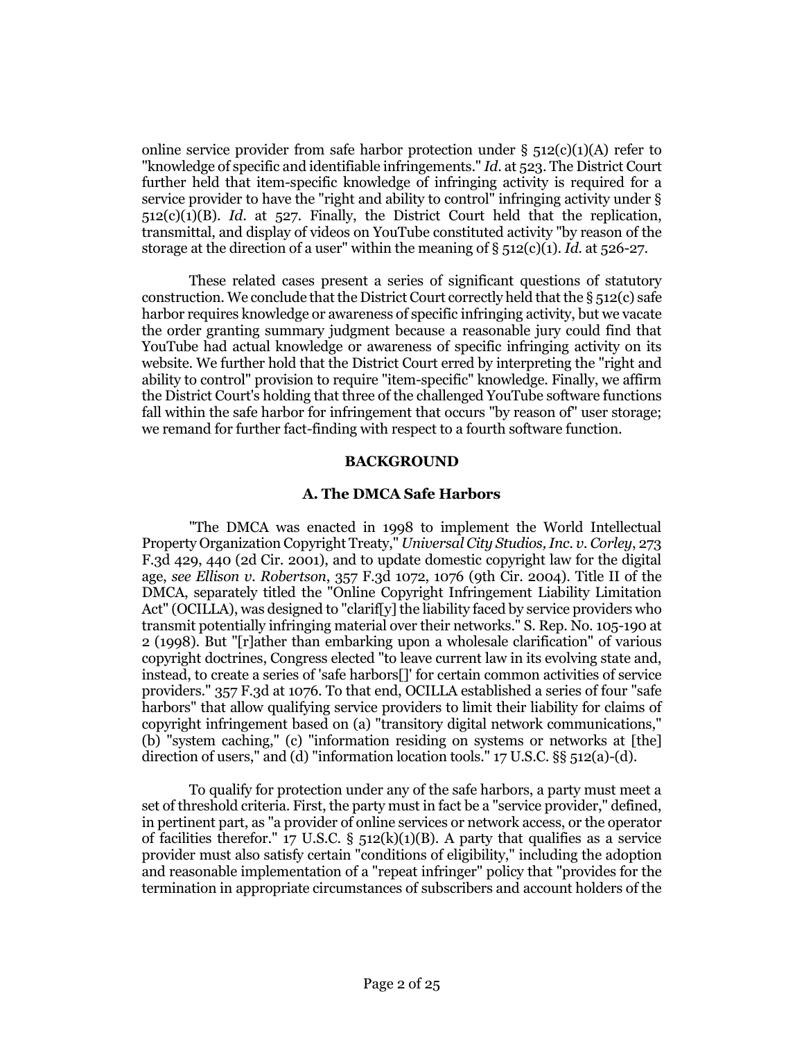online service provider from safe harbor protection under § 512(c)(1)(A) refer to "knowledge of specific and identifiable infringements." *Id.* at 523. The District Court further held that item-specific knowledge of infringing activity is required for a service provider to have the "right and ability to control" infringing activity under § 512(c)(1)(B). *Id.* at 527. Finally, the District Court held that the replication, transmittal, and display of videos on YouTube constituted activity "by reason of the storage at the direction of a user" within the meaning of § 512(c)(1). *Id.* at 526-27.

These related cases present a series of significant questions of statutory construction. We conclude that the District Court correctly held that the § 512(c) safe harbor requires knowledge or awareness of specific infringing activity, but we vacate the order granting summary judgment because a reasonable jury could find that YouTube had actual knowledge or awareness of specific infringing activity on its website. We further hold that the District Court erred by interpreting the "right and ability to control" provision to require "item-specific" knowledge. Finally, we affirm the District Court's holding that three of the challenged YouTube software functions fall within the safe harbor for infringement that occurs "by reason of" user storage; we remand for further fact-finding with respect to a fourth software function.

## BACKGROUND

### A. The DMCA Safe Harbors

"The DMCA was enacted in 1998 to implement the World Intellectual Property Organization Copyright Treaty," *Universal City Studios, Inc. v. Corley*, 273 F.3d 429, 440 (2d Cir. 2001), and to update domestic copyright law for the digital age, *see Ellison v. Robertson*, 357 F.3d 1072, 1076 (9th Cir. 2004). Title II of the DMCA, separately titled the "Online Copyright Infringement Liability Limitation Act" (OCILLA), was designed to "clarif[y] the liability faced by service providers who transmit potentially infringing material over their networks." S. Rep. No. 105-190 at 2 (1998). But "[r]ather than embarking upon a wholesale clarification" of various copyright doctrines, Congress elected "to leave current law in its evolving state and, instead, to create a series of 'safe harbors[]' for certain common activities of service providers." 357 F.3d at 1076. To that end, OCILLA established a series of four "safe harbors" that allow qualifying service providers to limit their liability for claims of copyright infringement based on (a) "transitory digital network communications," (b) "system caching," (c) "information residing on systems or networks at [the] direction of users," and (d) "information location tools." 17 U.S.C. §§ 512(a)-(d).

To qualify for protection under any of the safe harbors, a party must meet a set of threshold criteria. First, the party must in fact be a "service provider," defined, in pertinent part, as "a provider of online services or network access, or the operator of facilities therefor." 17 U.S.C. § 512(k)(1)(B). A party that qualifies as a service provider must also satisfy certain "conditions of eligibility," including the adoption and reasonable implementation of a "repeat infringer" policy that "provides for the termination in appropriate circumstances of subscribers and account holders of the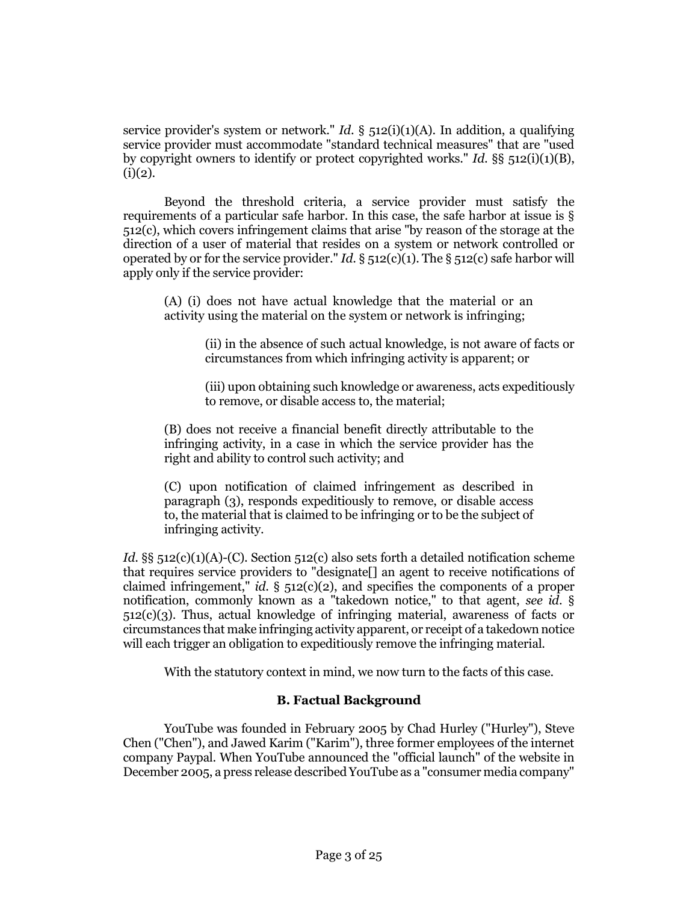service provider's system or network." *Id.* § 512(i)(1)(A). In addition, a qualifying service provider must accommodate "standard technical measures" that are "used by copyright owners to identify or protect copyrighted works." *Id.* §§ 512(i)(1)(B), (i)(2).

Beyond the threshold criteria, a service provider must satisfy the requirements of a particular safe harbor. In this case, the safe harbor at issue is § 512(c), which covers infringement claims that arise "by reason of the storage at the direction of a user of material that resides on a system or network controlled or operated by or for the service provider." *Id.* § 512(c)(1). The § 512(c) safe harbor will apply only if the service provider:

> (A) (i) does not have actual knowledge that the material or an activity using the material on the system or network is infringing;
>
> > (ii) in the absence of such actual knowledge, is not aware of facts or circumstances from which infringing activity is apparent; or
> >
> > (iii) upon obtaining such knowledge or awareness, acts expeditiously to remove, or disable access to, the material;
>
> (B) does not receive a financial benefit directly attributable to the infringing activity, in a case in which the service provider has the right and ability to control such activity; and
>
> (C) upon notification of claimed infringement as described in paragraph (3), responds expeditiously to remove, or disable access to, the material that is claimed to be infringing or to be the subject of infringing activity.

*Id.* §§ 512(c)(1)(A)-(C). Section 512(c) also sets forth a detailed notification scheme that requires service providers to "designate[] an agent to receive notifications of claimed infringement," *id.* § 512(c)(2), and specifies the components of a proper notification, commonly known as a "takedown notice," to that agent, *see id.* § 512(c)(3). Thus, actual knowledge of infringing material, awareness of facts or circumstances that make infringing activity apparent, or receipt of a takedown notice will each trigger an obligation to expeditiously remove the infringing material.

With the statutory context in mind, we now turn to the facts of this case.

### B. Factual Background

YouTube was founded in February 2005 by Chad Hurley ("Hurley"), Steve Chen ("Chen"), and Jawed Karim ("Karim"), three former employees of the internet company Paypal. When YouTube announced the "official launch" of the website in December 2005, a press release described YouTube as a "consumer media company"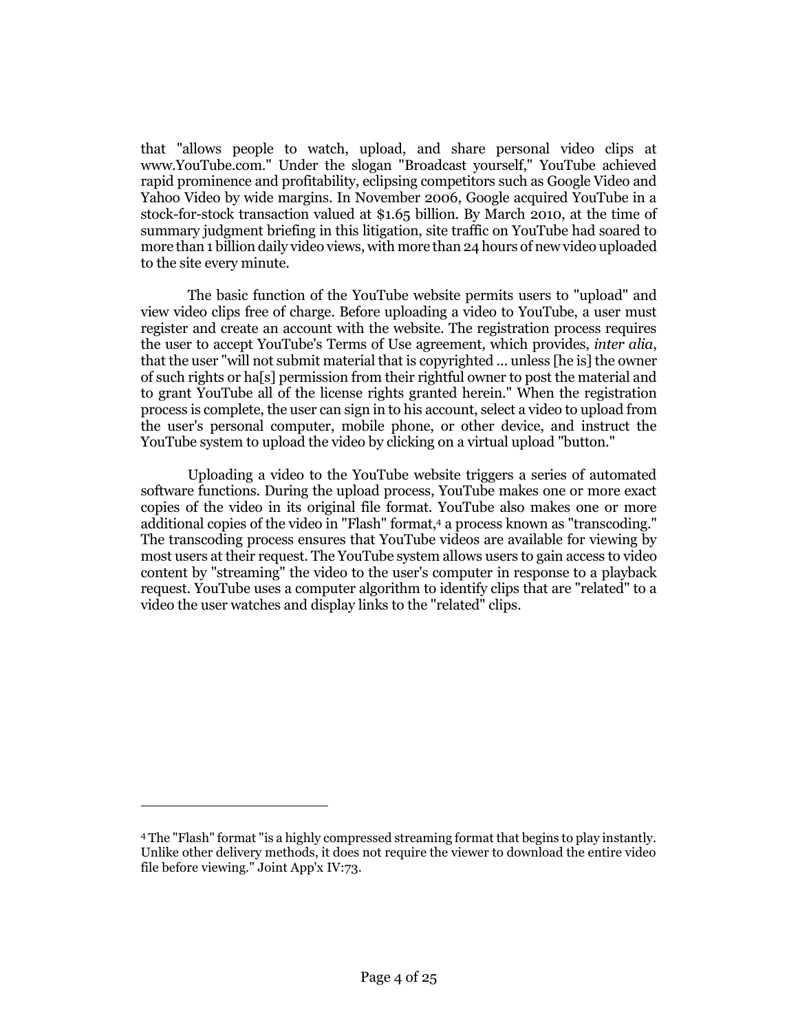that "allows people to watch, upload, and share personal video clips at www.YouTube.com." Under the slogan "Broadcast yourself," YouTube achieved rapid prominence and profitability, eclipsing competitors such as Google Video and Yahoo Video by wide margins. In November 2006, Google acquired YouTube in a stock-for-stock transaction valued at $1.65 billion. By March 2010, at the time of summary judgment briefing in this litigation, site traffic on YouTube had soared to more than 1 billion daily video views, with more than 24 hours of new video uploaded to the site every minute.

The basic function of the YouTube website permits users to "upload" and view video clips free of charge. Before uploading a video to YouTube, a user must register and create an account with the website. The registration process requires the user to accept YouTube's Terms of Use agreement, which provides, *inter alia*, that the user "will not submit material that is copyrighted ... unless [he is] the owner of such rights or ha[s] permission from their rightful owner to post the material and to grant YouTube all of the license rights granted herein." When the registration process is complete, the user can sign in to his account, select a video to upload from the user's personal computer, mobile phone, or other device, and instruct the YouTube system to upload the video by clicking on a virtual upload "button."

Uploading a video to the YouTube website triggers a series of automated software functions. During the upload process, YouTube makes one or more exact copies of the video in its original file format. YouTube also makes one or more additional copies of the video in "Flash" format,[4] a process known as "transcoding." The transcoding process ensures that YouTube videos are available for viewing by most users at their request. The YouTube system allows users to gain access to video content by "streaming" the video to the user's computer in response to a playback request. YouTube uses a computer algorithm to identify clips that are "related" to a video the user watches and display links to the "related" clips.

---

[4] The "Flash" format "is a highly compressed streaming format that begins to play instantly. Unlike other delivery methods, it does not require the viewer to download the entire video file before viewing." Joint App'x IV:73.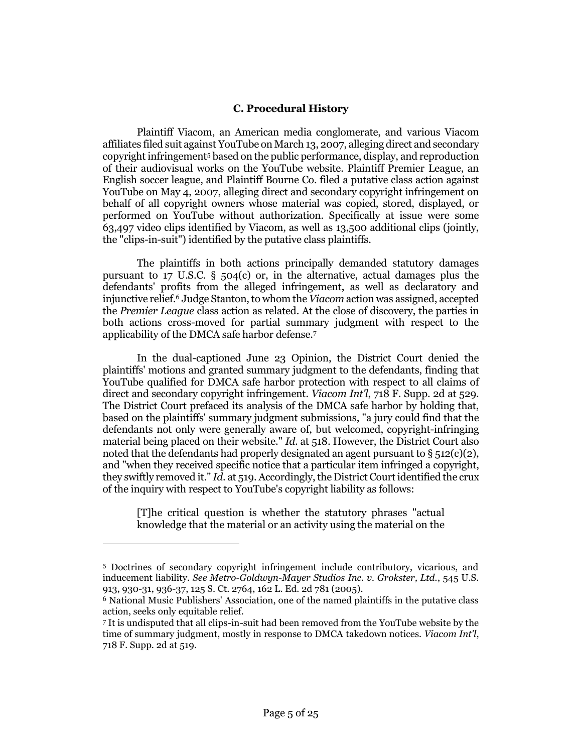### C. Procedural History

Plaintiff Viacom, an American media conglomerate, and various Viacom affiliates filed suit against YouTube on March 13, 2007, alleging direct and secondary copyright infringement[5] based on the public performance, display, and reproduction of their audiovisual works on the YouTube website. Plaintiff Premier League, an English soccer league, and Plaintiff Bourne Co. filed a putative class action against YouTube on May 4, 2007, alleging direct and secondary copyright infringement on behalf of all copyright owners whose material was copied, stored, displayed, or performed on YouTube without authorization. Specifically at issue were some 63,497 video clips identified by Viacom, as well as 13,500 additional clips (jointly, the "clips-in-suit") identified by the putative class plaintiffs.

The plaintiffs in both actions principally demanded statutory damages pursuant to 17 U.S.C. § 504(c) or, in the alternative, actual damages plus the defendants' profits from the alleged infringement, as well as declaratory and injunctive relief.[6] Judge Stanton, to whom the *Viacom* action was assigned, accepted the *Premier League* class action as related. At the close of discovery, the parties in both actions cross-moved for partial summary judgment with respect to the applicability of the DMCA safe harbor defense.[7]

In the dual-captioned June 23 Opinion, the District Court denied the plaintiffs' motions and granted summary judgment to the defendants, finding that YouTube qualified for DMCA safe harbor protection with respect to all claims of direct and secondary copyright infringement. *Viacom Int'l*, 718 F. Supp. 2d at 529. The District Court prefaced its analysis of the DMCA safe harbor by holding that, based on the plaintiffs' summary judgment submissions, "a jury could find that the defendants not only were generally aware of, but welcomed, copyright-infringing material being placed on their website." *Id.* at 518. However, the District Court also noted that the defendants had properly designated an agent pursuant to § 512(c)(2), and "when they received specific notice that a particular item infringed a copyright, they swiftly removed it." *Id.* at 519. Accordingly, the District Court identified the crux of the inquiry with respect to YouTube's copyright liability as follows:

> [T]he critical question is whether the statutory phrases "actual knowledge that the material or an activity using the material on the

---

[5] Doctrines of secondary copyright infringement include contributory, vicarious, and inducement liability. *See Metro-Goldwyn-Mayer Studios Inc. v. Grokster, Ltd.*, 545 U.S. 913, 930-31, 936-37, 125 S. Ct. 2764, 162 L. Ed. 2d 781 (2005).

[6] National Music Publishers' Association, one of the named plaintiffs in the putative class action, seeks only equitable relief.

[7] It is undisputed that all clips-in-suit had been removed from the YouTube website by the time of summary judgment, mostly in response to DMCA takedown notices. *Viacom Int'l*, 718 F. Supp. 2d at 519.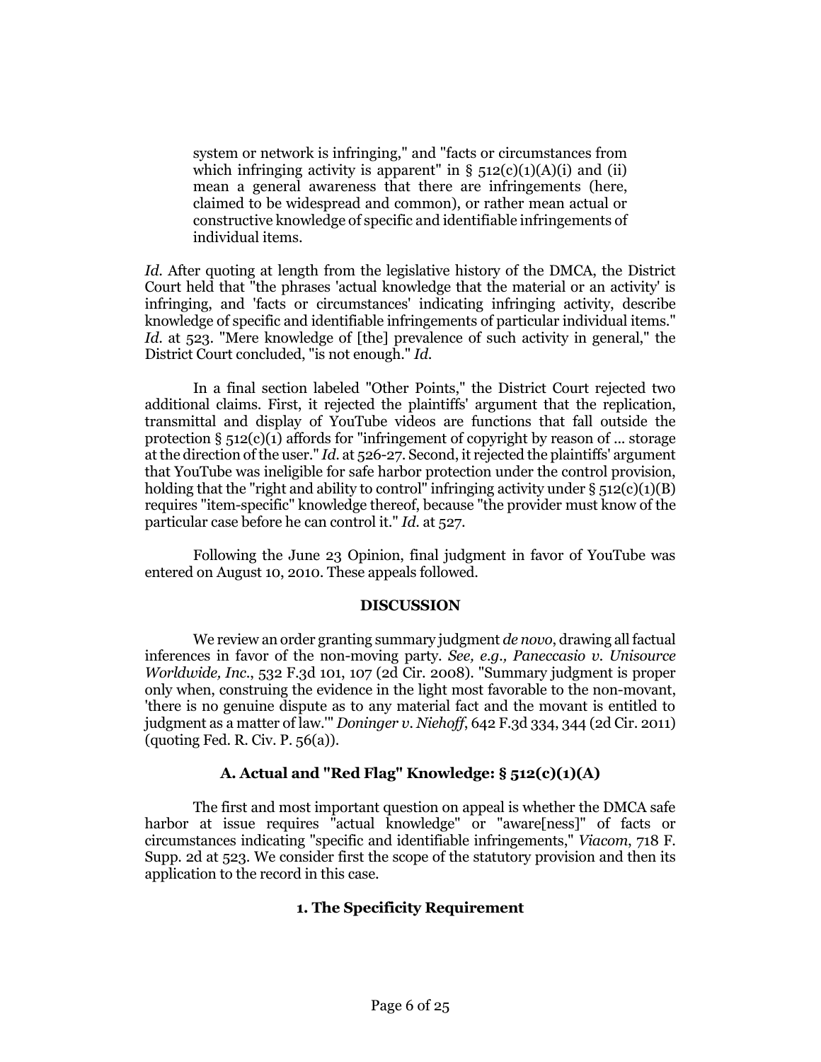> system or network is infringing," and "facts or circumstances from which infringing activity is apparent" in § 512(c)(1)(A)(i) and (ii) mean a general awareness that there are infringements (here, claimed to be widespread and common), or rather mean actual or constructive knowledge of specific and identifiable infringements of individual items.

*Id.* After quoting at length from the legislative history of the DMCA, the District Court held that "the phrases 'actual knowledge that the material or an activity' is infringing, and 'facts or circumstances' indicating infringing activity, describe knowledge of specific and identifiable infringements of particular individual items." *Id.* at 523. "Mere knowledge of [the] prevalence of such activity in general," the District Court concluded, "is not enough." *Id.*

In a final section labeled "Other Points," the District Court rejected two additional claims. First, it rejected the plaintiffs' argument that the replication, transmittal and display of YouTube videos are functions that fall outside the protection § 512(c)(1) affords for "infringement of copyright by reason of ... storage at the direction of the user." *Id.* at 526-27. Second, it rejected the plaintiffs' argument that YouTube was ineligible for safe harbor protection under the control provision, holding that the "right and ability to control" infringing activity under § 512(c)(1)(B) requires "item-specific" knowledge thereof, because "the provider must know of the particular case before he can control it." *Id.* at 527.

Following the June 23 Opinion, final judgment in favor of YouTube was entered on August 10, 2010. These appeals followed.

## DISCUSSION

We review an order granting summary judgment *de novo*, drawing all factual inferences in favor of the non-moving party. *See, e.g., Paneccasio v. Unisource Worldwide, Inc.*, 532 F.3d 101, 107 (2d Cir. 2008). "Summary judgment is proper only when, construing the evidence in the light most favorable to the non-movant, 'there is no genuine dispute as to any material fact and the movant is entitled to judgment as a matter of law.'" *Doninger v. Niehoff*, 642 F.3d 334, 344 (2d Cir. 2011) (quoting Fed. R. Civ. P. 56(a)).

### A. Actual and "Red Flag" Knowledge: § 512(c)(1)(A)

The first and most important question on appeal is whether the DMCA safe harbor at issue requires "actual knowledge" or "aware[ness]" of facts or circumstances indicating "specific and identifiable infringements," *Viacom*, 718 F. Supp. 2d at 523. We consider first the scope of the statutory provision and then its application to the record in this case.

#### 1. The Specificity Requirement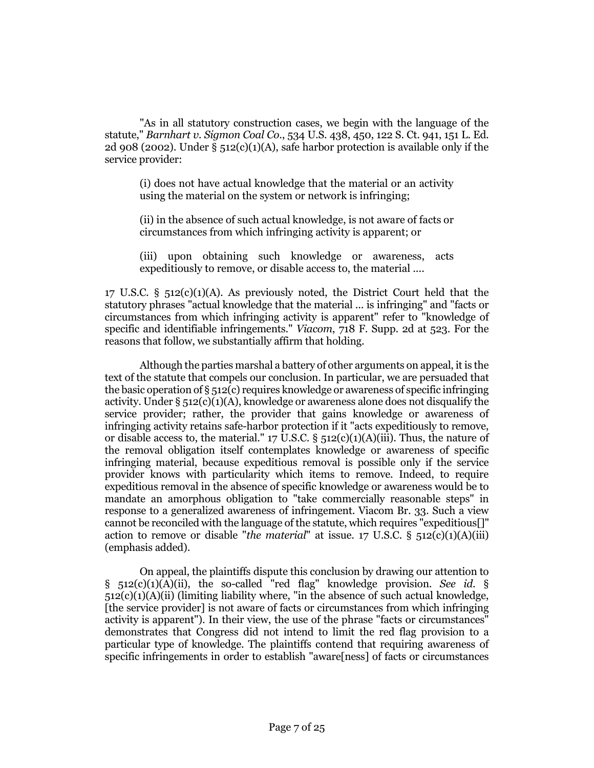"As in all statutory construction cases, we begin with the language of the statute," *Barnhart v. Sigmon Coal Co.*, 534 U.S. 438, 450, 122 S. Ct. 941, 151 L. Ed. 2d 908 (2002). Under § 512(c)(1)(A), safe harbor protection is available only if the service provider:

> (i) does not have actual knowledge that the material or an activity using the material on the system or network is infringing;
>
> (ii) in the absence of such actual knowledge, is not aware of facts or circumstances from which infringing activity is apparent; or
>
> (iii) upon obtaining such knowledge or awareness, acts expeditiously to remove, or disable access to, the material ....

17 U.S.C. § 512(c)(1)(A). As previously noted, the District Court held that the statutory phrases "actual knowledge that the material ... is infringing" and "facts or circumstances from which infringing activity is apparent" refer to "knowledge of specific and identifiable infringements." *Viacom*, 718 F. Supp. 2d at 523. For the reasons that follow, we substantially affirm that holding.

Although the parties marshal a battery of other arguments on appeal, it is the text of the statute that compels our conclusion. In particular, we are persuaded that the basic operation of § 512(c) requires knowledge or awareness of specific infringing activity. Under § 512(c)(1)(A), knowledge or awareness alone does not disqualify the service provider; rather, the provider that gains knowledge or awareness of infringing activity retains safe-harbor protection if it "acts expeditiously to remove, or disable access to, the material." 17 U.S.C. § 512(c)(1)(A)(iii). Thus, the nature of the removal obligation itself contemplates knowledge or awareness of specific infringing material, because expeditious removal is possible only if the service provider knows with particularity which items to remove. Indeed, to require expeditious removal in the absence of specific knowledge or awareness would be to mandate an amorphous obligation to "take commercially reasonable steps" in response to a generalized awareness of infringement. Viacom Br. 33. Such a view cannot be reconciled with the language of the statute, which requires "expeditious[]" action to remove or disable "*the material*" at issue. 17 U.S.C. § 512(c)(1)(A)(iii) (emphasis added).

On appeal, the plaintiffs dispute this conclusion by drawing our attention to § 512(c)(1)(A)(ii), the so-called "red flag" knowledge provision. *See id.* § 512(c)(1)(A)(ii) (limiting liability where, "in the absence of such actual knowledge, [the service provider] is not aware of facts or circumstances from which infringing activity is apparent"). In their view, the use of the phrase "facts or circumstances" demonstrates that Congress did not intend to limit the red flag provision to a particular type of knowledge. The plaintiffs contend that requiring awareness of specific infringements in order to establish "aware[ness] of facts or circumstances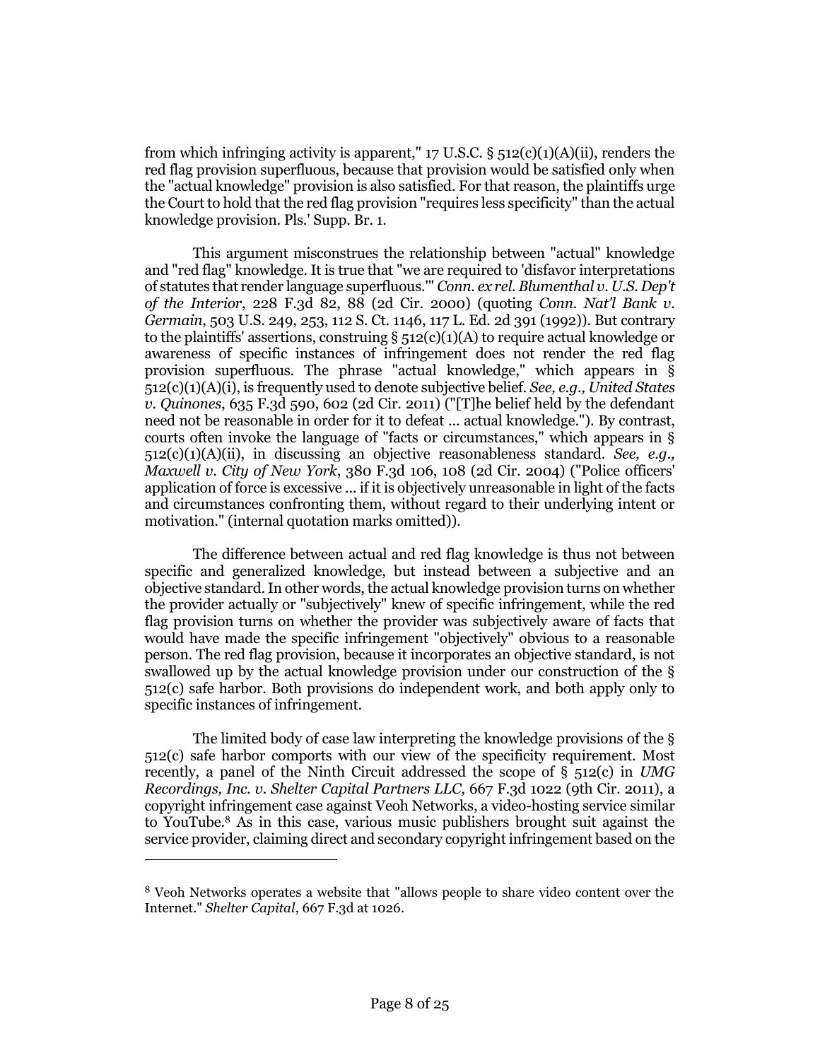from which infringing activity is apparent," 17 U.S.C. § 512(c)(1)(A)(ii), renders the red flag provision superfluous, because that provision would be satisfied only when the "actual knowledge" provision is also satisfied. For that reason, the plaintiffs urge the Court to hold that the red flag provision "requires less specificity" than the actual knowledge provision. Pls.' Supp. Br. 1.

This argument misconstrues the relationship between "actual" knowledge and "red flag" knowledge. It is true that "we are required to 'disfavor interpretations of statutes that render language superfluous.'" *Conn. ex rel. Blumenthal v. U.S. Dep't of the Interior*, 228 F.3d 82, 88 (2d Cir. 2000) (quoting *Conn. Nat'l Bank v. Germain*, 503 U.S. 249, 253, 112 S. Ct. 1146, 117 L. Ed. 2d 391 (1992)). But contrary to the plaintiffs' assertions, construing § 512(c)(1)(A) to require actual knowledge or awareness of specific instances of infringement does not render the red flag provision superfluous. The phrase "actual knowledge," which appears in § 512(c)(1)(A)(i), is frequently used to denote subjective belief. *See, e.g., United States v. Quinones*, 635 F.3d 590, 602 (2d Cir. 2011) ("[T]he belief held by the defendant need not be reasonable in order for it to defeat ... actual knowledge."). By contrast, courts often invoke the language of "facts or circumstances," which appears in § 512(c)(1)(A)(ii), in discussing an objective reasonableness standard. *See, e.g., Maxwell v. City of New York*, 380 F.3d 106, 108 (2d Cir. 2004) ("Police officers' application of force is excessive ... if it is objectively unreasonable in light of the facts and circumstances confronting them, without regard to their underlying intent or motivation." (internal quotation marks omitted)).

The difference between actual and red flag knowledge is thus not between specific and generalized knowledge, but instead between a subjective and an objective standard. In other words, the actual knowledge provision turns on whether the provider actually or "subjectively" knew of specific infringement, while the red flag provision turns on whether the provider was subjectively aware of facts that would have made the specific infringement "objectively" obvious to a reasonable person. The red flag provision, because it incorporates an objective standard, is not swallowed up by the actual knowledge provision under our construction of the § 512(c) safe harbor. Both provisions do independent work, and both apply only to specific instances of infringement.

The limited body of case law interpreting the knowledge provisions of the § 512(c) safe harbor comports with our view of the specificity requirement. Most recently, a panel of the Ninth Circuit addressed the scope of § 512(c) in *UMG Recordings, Inc. v. Shelter Capital Partners LLC*, 667 F.3d 1022 (9th Cir. 2011), a copyright infringement case against Veoh Networks, a video-hosting service similar to YouTube.[8] As in this case, various music publishers brought suit against the service provider, claiming direct and secondary copyright infringement based on the

---

[8] Veoh Networks operates a website that "allows people to share video content over the Internet." *Shelter Capital*, 667 F.3d at 1026.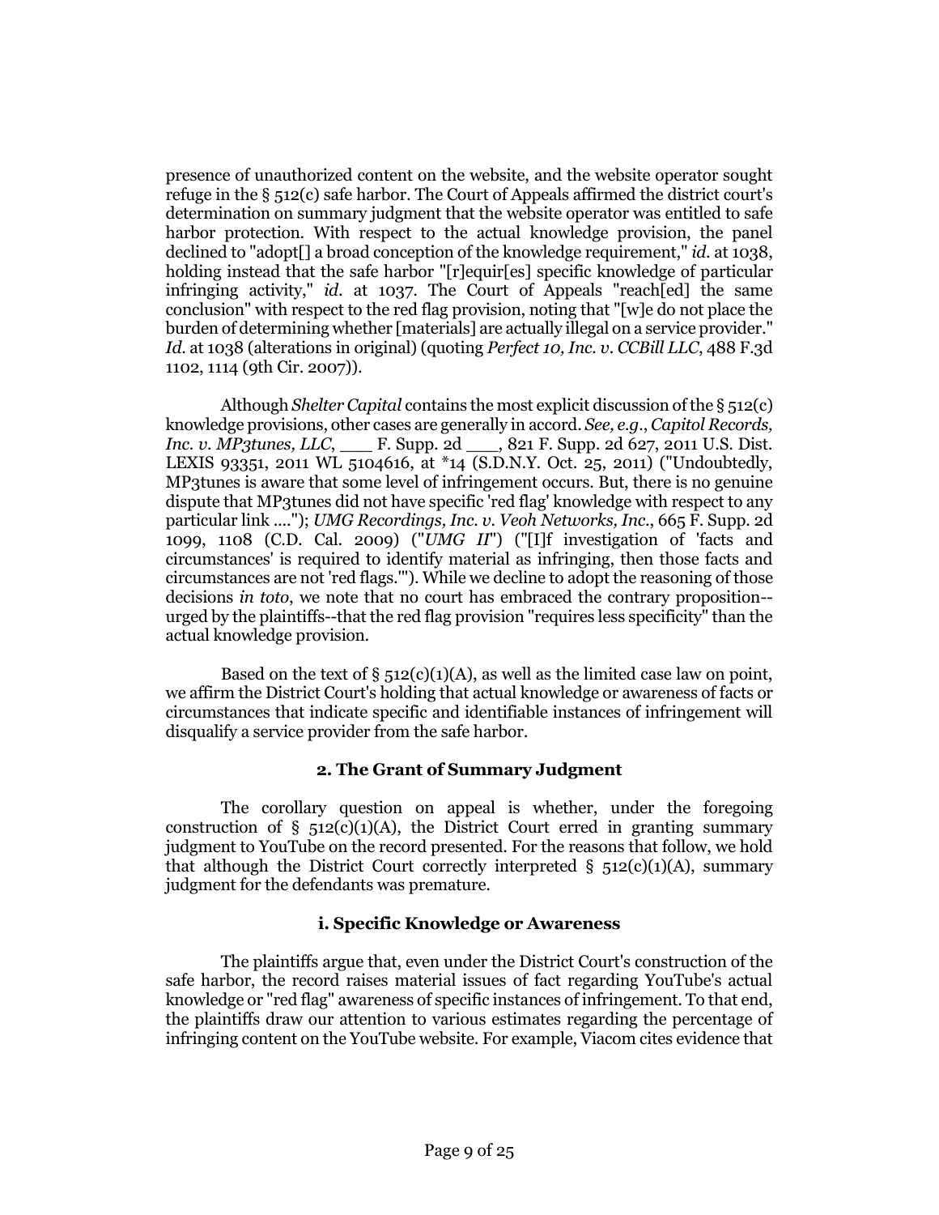presence of unauthorized content on the website, and the website operator sought refuge in the § 512(c) safe harbor. The Court of Appeals affirmed the district court's determination on summary judgment that the website operator was entitled to safe harbor protection. With respect to the actual knowledge provision, the panel declined to "adopt[] a broad conception of the knowledge requirement," *id.* at 1038, holding instead that the safe harbor "[r]equir[es] specific knowledge of particular infringing activity," *id.* at 1037. The Court of Appeals "reach[ed] the same conclusion" with respect to the red flag provision, noting that "[w]e do not place the burden of determining whether [materials] are actually illegal on a service provider." *Id.* at 1038 (alterations in original) (quoting *Perfect 10, Inc. v. CCBill LLC*, 488 F.3d 1102, 1114 (9th Cir. 2007)).

Although *Shelter Capital* contains the most explicit discussion of the § 512(c) knowledge provisions, other cases are generally in accord. *See, e.g.*, *Capitol Records, Inc. v. MP3tunes, LLC*, ___ F. Supp. 2d ___, 821 F. Supp. 2d 627, 2011 U.S. Dist. LEXIS 93351, 2011 WL 5104616, at *14 (S.D.N.Y. Oct. 25, 2011) ("Undoubtedly, MP3tunes is aware that some level of infringement occurs. But, there is no genuine dispute that MP3tunes did not have specific 'red flag' knowledge with respect to any particular link ...."); *UMG Recordings, Inc. v. Veoh Networks, Inc.*, 665 F. Supp. 2d 1099, 1108 (C.D. Cal. 2009) ("*UMG II*") ("[I]f investigation of 'facts and circumstances' is required to identify material as infringing, then those facts and circumstances are not 'red flags.'"). While we decline to adopt the reasoning of those decisions *in toto*, we note that no court has embraced the contrary proposition--urged by the plaintiffs--that the red flag provision "requires less specificity" than the actual knowledge provision.

Based on the text of § 512(c)(1)(A), as well as the limited case law on point, we affirm the District Court's holding that actual knowledge or awareness of facts or circumstances that indicate specific and identifiable instances of infringement will disqualify a service provider from the safe harbor.

### 2. The Grant of Summary Judgment

The corollary question on appeal is whether, under the foregoing construction of § 512(c)(1)(A), the District Court erred in granting summary judgment to YouTube on the record presented. For the reasons that follow, we hold that although the District Court correctly interpreted § 512(c)(1)(A), summary judgment for the defendants was premature.

#### i. Specific Knowledge or Awareness

The plaintiffs argue that, even under the District Court's construction of the safe harbor, the record raises material issues of fact regarding YouTube's actual knowledge or "red flag" awareness of specific instances of infringement. To that end, the plaintiffs draw our attention to various estimates regarding the percentage of infringing content on the YouTube website. For example, Viacom cites evidence that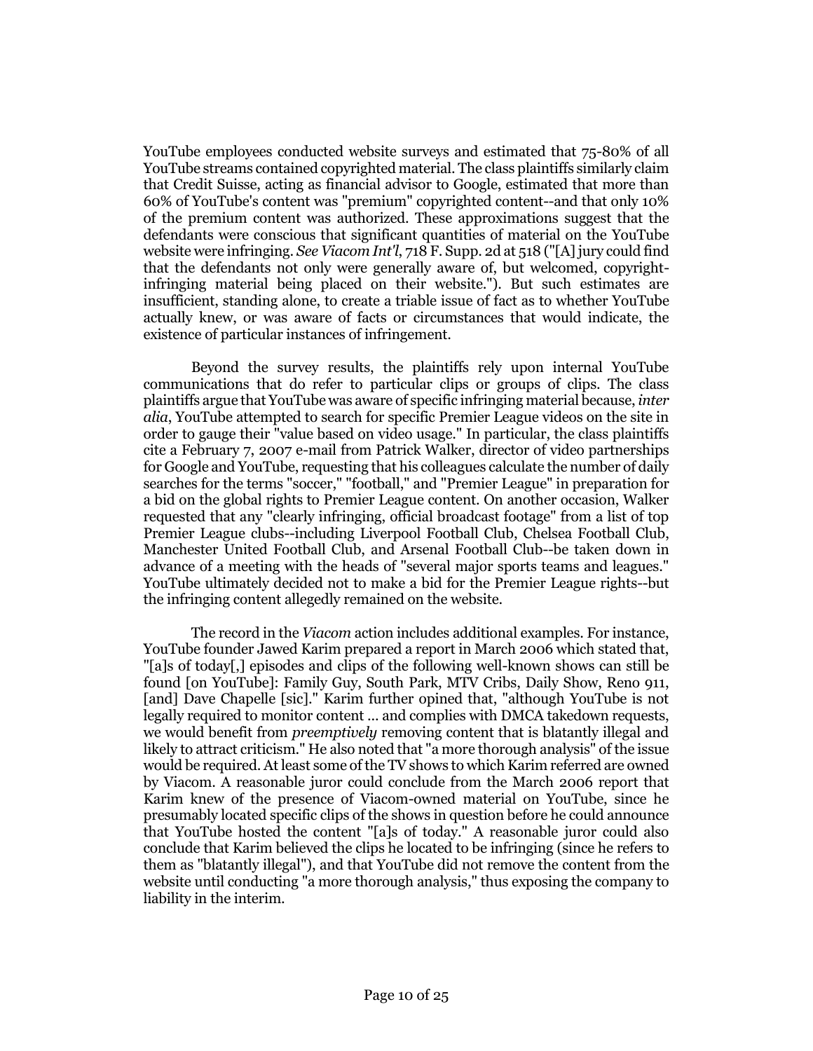YouTube employees conducted website surveys and estimated that 75-80% of all YouTube streams contained copyrighted material. The class plaintiffs similarly claim that Credit Suisse, acting as financial advisor to Google, estimated that more than 60% of YouTube's content was "premium" copyrighted content--and that only 10% of the premium content was authorized. These approximations suggest that the defendants were conscious that significant quantities of material on the YouTube website were infringing. *See Viacom Int'l*, 718 F. Supp. 2d at 518 ("[A] jury could find that the defendants not only were generally aware of, but welcomed, copyright-infringing material being placed on their website."). But such estimates are insufficient, standing alone, to create a triable issue of fact as to whether YouTube actually knew, or was aware of facts or circumstances that would indicate, the existence of particular instances of infringement.

Beyond the survey results, the plaintiffs rely upon internal YouTube communications that do refer to particular clips or groups of clips. The class plaintiffs argue that YouTube was aware of specific infringing material because, *inter alia*, YouTube attempted to search for specific Premier League videos on the site in order to gauge their "value based on video usage." In particular, the class plaintiffs cite a February 7, 2007 e-mail from Patrick Walker, director of video partnerships for Google and YouTube, requesting that his colleagues calculate the number of daily searches for the terms "soccer," "football," and "Premier League" in preparation for a bid on the global rights to Premier League content. On another occasion, Walker requested that any "clearly infringing, official broadcast footage" from a list of top Premier League clubs--including Liverpool Football Club, Chelsea Football Club, Manchester United Football Club, and Arsenal Football Club--be taken down in advance of a meeting with the heads of "several major sports teams and leagues." YouTube ultimately decided not to make a bid for the Premier League rights--but the infringing content allegedly remained on the website.

The record in the *Viacom* action includes additional examples. For instance, YouTube founder Jawed Karim prepared a report in March 2006 which stated that, "[a]s of today[,] episodes and clips of the following well-known shows can still be found [on YouTube]: Family Guy, South Park, MTV Cribs, Daily Show, Reno 911, [and] Dave Chapelle [sic]." Karim further opined that, "although YouTube is not legally required to monitor content ... and complies with DMCA takedown requests, we would benefit from *preemptively* removing content that is blatantly illegal and likely to attract criticism." He also noted that "a more thorough analysis" of the issue would be required. At least some of the TV shows to which Karim referred are owned by Viacom. A reasonable juror could conclude from the March 2006 report that Karim knew of the presence of Viacom-owned material on YouTube, since he presumably located specific clips of the shows in question before he could announce that YouTube hosted the content "[a]s of today." A reasonable juror could also conclude that Karim believed the clips he located to be infringing (since he refers to them as "blatantly illegal"), and that YouTube did not remove the content from the website until conducting "a more thorough analysis," thus exposing the company to liability in the interim.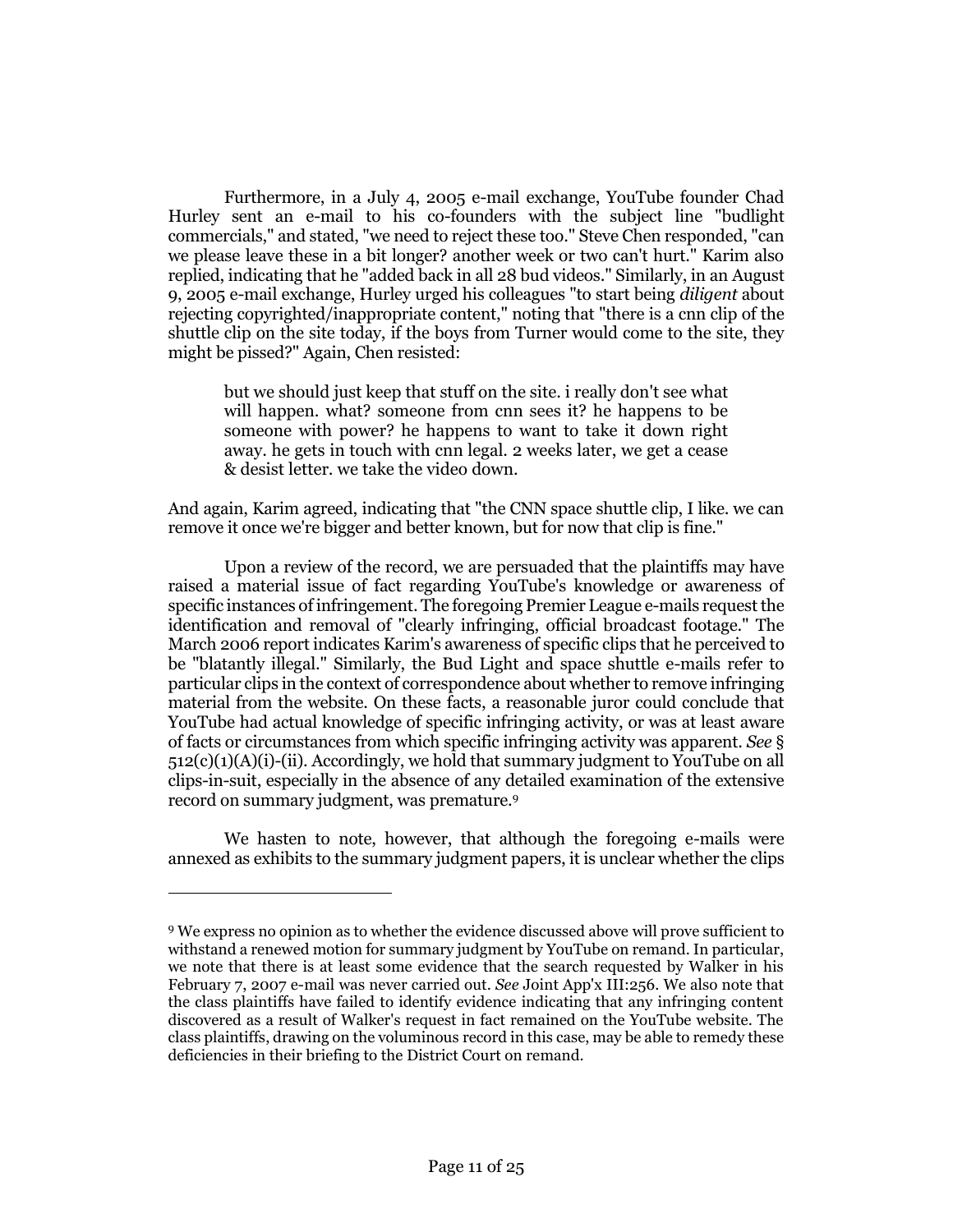Furthermore, in a July 4, 2005 e-mail exchange, YouTube founder Chad Hurley sent an e-mail to his co-founders with the subject line "budlight commercials," and stated, "we need to reject these too." Steve Chen responded, "can we please leave these in a bit longer? another week or two can't hurt." Karim also replied, indicating that he "added back in all 28 bud videos." Similarly, in an August 9, 2005 e-mail exchange, Hurley urged his colleagues "to start being *diligent* about rejecting copyrighted/inappropriate content," noting that "there is a cnn clip of the shuttle clip on the site today, if the boys from Turner would come to the site, they might be pissed?" Again, Chen resisted:

> but we should just keep that stuff on the site. i really don't see what will happen. what? someone from cnn sees it? he happens to be someone with power? he happens to want to take it down right away. he gets in touch with cnn legal. 2 weeks later, we get a cease & desist letter. we take the video down.

And again, Karim agreed, indicating that "the CNN space shuttle clip, I like. we can remove it once we're bigger and better known, but for now that clip is fine."

Upon a review of the record, we are persuaded that the plaintiffs may have raised a material issue of fact regarding YouTube's knowledge or awareness of specific instances of infringement. The foregoing Premier League e-mails request the identification and removal of "clearly infringing, official broadcast footage." The March 2006 report indicates Karim's awareness of specific clips that he perceived to be "blatantly illegal." Similarly, the Bud Light and space shuttle e-mails refer to particular clips in the context of correspondence about whether to remove infringing material from the website. On these facts, a reasonable juror could conclude that YouTube had actual knowledge of specific infringing activity, or was at least aware of facts or circumstances from which specific infringing activity was apparent. *See* § 512(c)(1)(A)(i)-(ii). Accordingly, we hold that summary judgment to YouTube on all clips-in-suit, especially in the absence of any detailed examination of the extensive record on summary judgment, was premature.[9]

We hasten to note, however, that although the foregoing e-mails were annexed as exhibits to the summary judgment papers, it is unclear whether the clips

---

[9] We express no opinion as to whether the evidence discussed above will prove sufficient to withstand a renewed motion for summary judgment by YouTube on remand. In particular, we note that there is at least some evidence that the search requested by Walker in his February 7, 2007 e-mail was never carried out. *See* Joint App'x III:256. We also note that the class plaintiffs have failed to identify evidence indicating that any infringing content discovered as a result of Walker's request in fact remained on the YouTube website. The class plaintiffs, drawing on the voluminous record in this case, may be able to remedy these deficiencies in their briefing to the District Court on remand.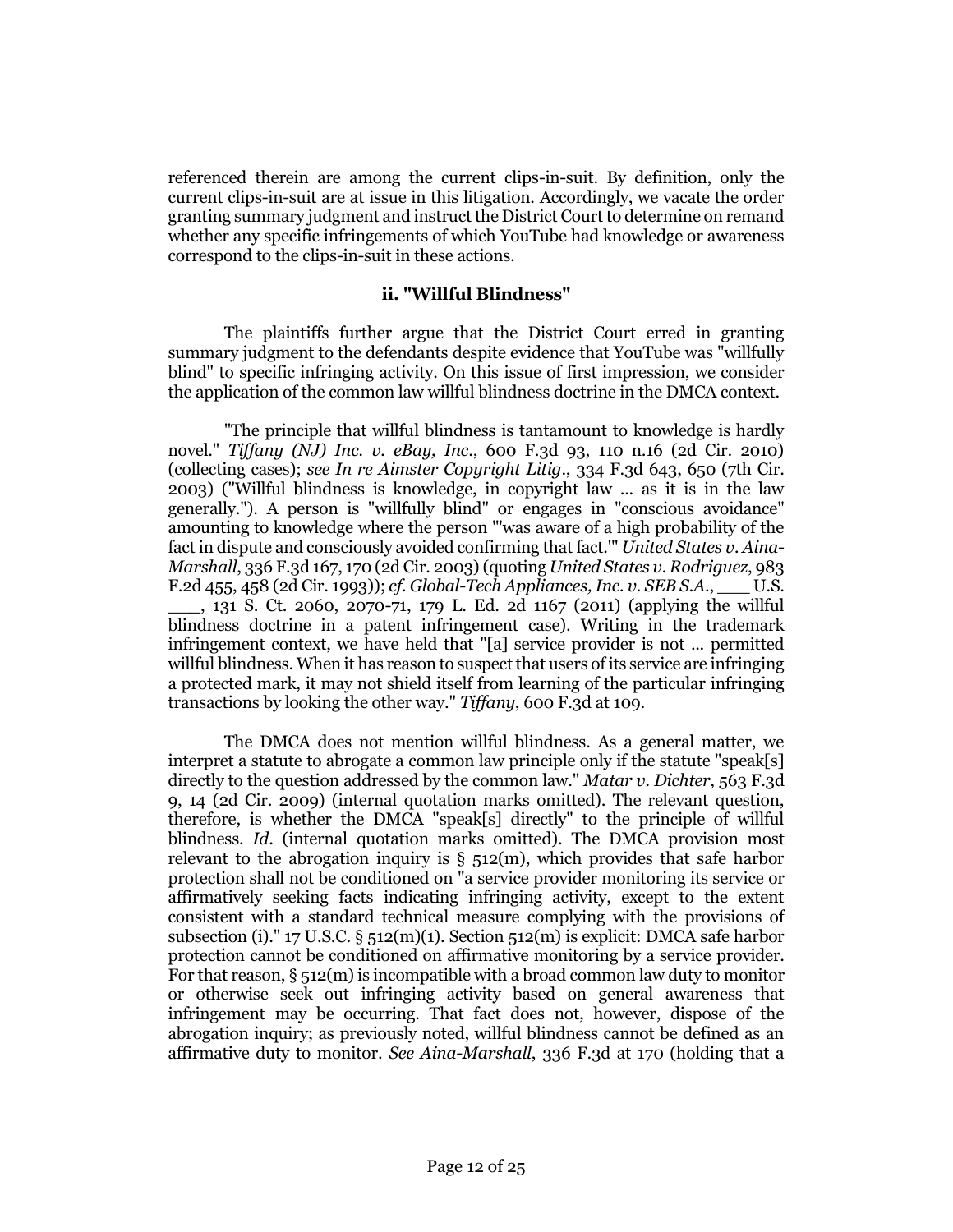referenced therein are among the current clips-in-suit. By definition, only the current clips-in-suit are at issue in this litigation. Accordingly, we vacate the order granting summary judgment and instruct the District Court to determine on remand whether any specific infringements of which YouTube had knowledge or awareness correspond to the clips-in-suit in these actions.

### ii. "Willful Blindness"

The plaintiffs further argue that the District Court erred in granting summary judgment to the defendants despite evidence that YouTube was "willfully blind" to specific infringing activity. On this issue of first impression, we consider the application of the common law willful blindness doctrine in the DMCA context.

"The principle that willful blindness is tantamount to knowledge is hardly novel." *Tiffany (NJ) Inc. v. eBay, Inc.*, 600 F.3d 93, 110 n.16 (2d Cir. 2010) (collecting cases); *see In re Aimster Copyright Litig.*, 334 F.3d 643, 650 (7th Cir. 2003) ("Willful blindness is knowledge, in copyright law ... as it is in the law generally."). A person is "willfully blind" or engages in "conscious avoidance" amounting to knowledge where the person "'was aware of a high probability of the fact in dispute and consciously avoided confirming that fact.'" *United States v. Aina-Marshall*, 336 F.3d 167, 170 (2d Cir. 2003) (quoting *United States v. Rodriguez*, 983 F.2d 455, 458 (2d Cir. 1993)); *cf. Global-Tech Appliances, Inc. v. SEB S.A.*, ___ U.S. ___, 131 S. Ct. 2060, 2070-71, 179 L. Ed. 2d 1167 (2011) (applying the willful blindness doctrine in a patent infringement case). Writing in the trademark infringement context, we have held that "[a] service provider is not ... permitted willful blindness. When it has reason to suspect that users of its service are infringing a protected mark, it may not shield itself from learning of the particular infringing transactions by looking the other way." *Tiffany*, 600 F.3d at 109.

The DMCA does not mention willful blindness. As a general matter, we interpret a statute to abrogate a common law principle only if the statute "speak[s] directly to the question addressed by the common law." *Matar v. Dichter*, 563 F.3d 9, 14 (2d Cir. 2009) (internal quotation marks omitted). The relevant question, therefore, is whether the DMCA "speak[s] directly" to the principle of willful blindness. *Id.* (internal quotation marks omitted). The DMCA provision most relevant to the abrogation inquiry is § 512(m), which provides that safe harbor protection shall not be conditioned on "a service provider monitoring its service or affirmatively seeking facts indicating infringing activity, except to the extent consistent with a standard technical measure complying with the provisions of subsection (i)." 17 U.S.C. § 512(m)(1). Section 512(m) is explicit: DMCA safe harbor protection cannot be conditioned on affirmative monitoring by a service provider. For that reason, § 512(m) is incompatible with a broad common law duty to monitor or otherwise seek out infringing activity based on general awareness that infringement may be occurring. That fact does not, however, dispose of the abrogation inquiry; as previously noted, willful blindness cannot be defined as an affirmative duty to monitor. *See Aina-Marshall*, 336 F.3d at 170 (holding that a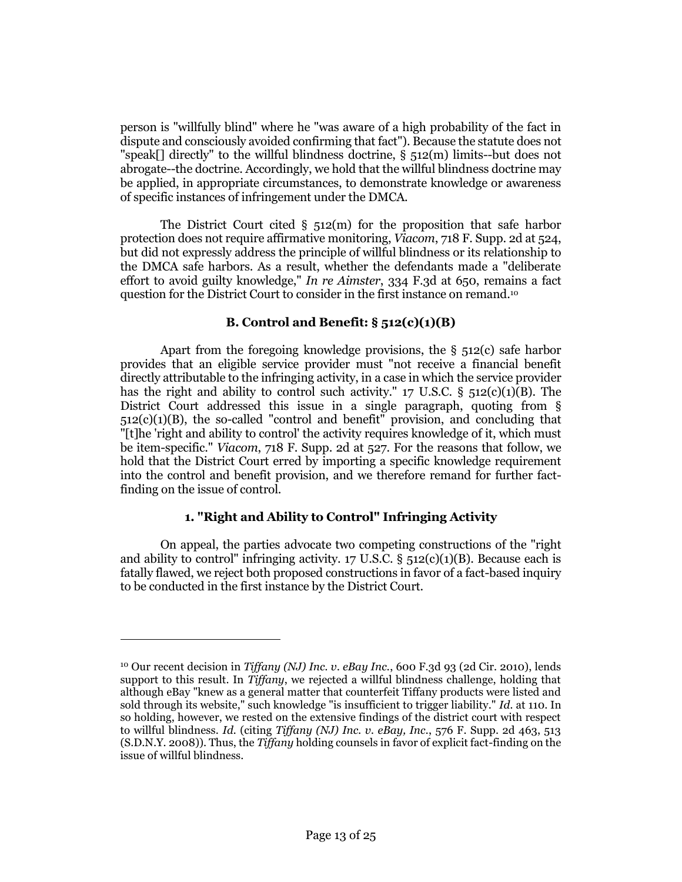person is "willfully blind" where he "was aware of a high probability of the fact in dispute and consciously avoided confirming that fact"). Because the statute does not "speak[] directly" to the willful blindness doctrine, § 512(m) limits--but does not abrogate--the doctrine. Accordingly, we hold that the willful blindness doctrine may be applied, in appropriate circumstances, to demonstrate knowledge or awareness of specific instances of infringement under the DMCA.

The District Court cited § 512(m) for the proposition that safe harbor protection does not require affirmative monitoring, *Viacom*, 718 F. Supp. 2d at 524, but did not expressly address the principle of willful blindness or its relationship to the DMCA safe harbors. As a result, whether the defendants made a "deliberate effort to avoid guilty knowledge," *In re Aimster*, 334 F.3d at 650, remains a fact question for the District Court to consider in the first instance on remand.[10]

### B. Control and Benefit: § 512(c)(1)(B)

Apart from the foregoing knowledge provisions, the § 512(c) safe harbor provides that an eligible service provider must "not receive a financial benefit directly attributable to the infringing activity, in a case in which the service provider has the right and ability to control such activity." 17 U.S.C. § 512(c)(1)(B). The District Court addressed this issue in a single paragraph, quoting from § 512(c)(1)(B), the so-called "control and benefit" provision, and concluding that "[t]he 'right and ability to control' the activity requires knowledge of it, which must be item-specific." *Viacom*, 718 F. Supp. 2d at 527. For the reasons that follow, we hold that the District Court erred by importing a specific knowledge requirement into the control and benefit provision, and we therefore remand for further fact-finding on the issue of control.

#### 1. "Right and Ability to Control" Infringing Activity

On appeal, the parties advocate two competing constructions of the "right and ability to control" infringing activity. 17 U.S.C. § 512(c)(1)(B). Because each is fatally flawed, we reject both proposed constructions in favor of a fact-based inquiry to be conducted in the first instance by the District Court.

---

[10] Our recent decision in *Tiffany (NJ) Inc. v. eBay Inc.*, 600 F.3d 93 (2d Cir. 2010), lends support to this result. In *Tiffany*, we rejected a willful blindness challenge, holding that although eBay "knew as a general matter that counterfeit Tiffany products were listed and sold through its website," such knowledge "is insufficient to trigger liability." *Id.* at 110. In so holding, however, we rested on the extensive findings of the district court with respect to willful blindness. *Id.* (citing *Tiffany (NJ) Inc. v. eBay, Inc.*, 576 F. Supp. 2d 463, 513 (S.D.N.Y. 2008)). Thus, the *Tiffany* holding counsels in favor of explicit fact-finding on the issue of willful blindness.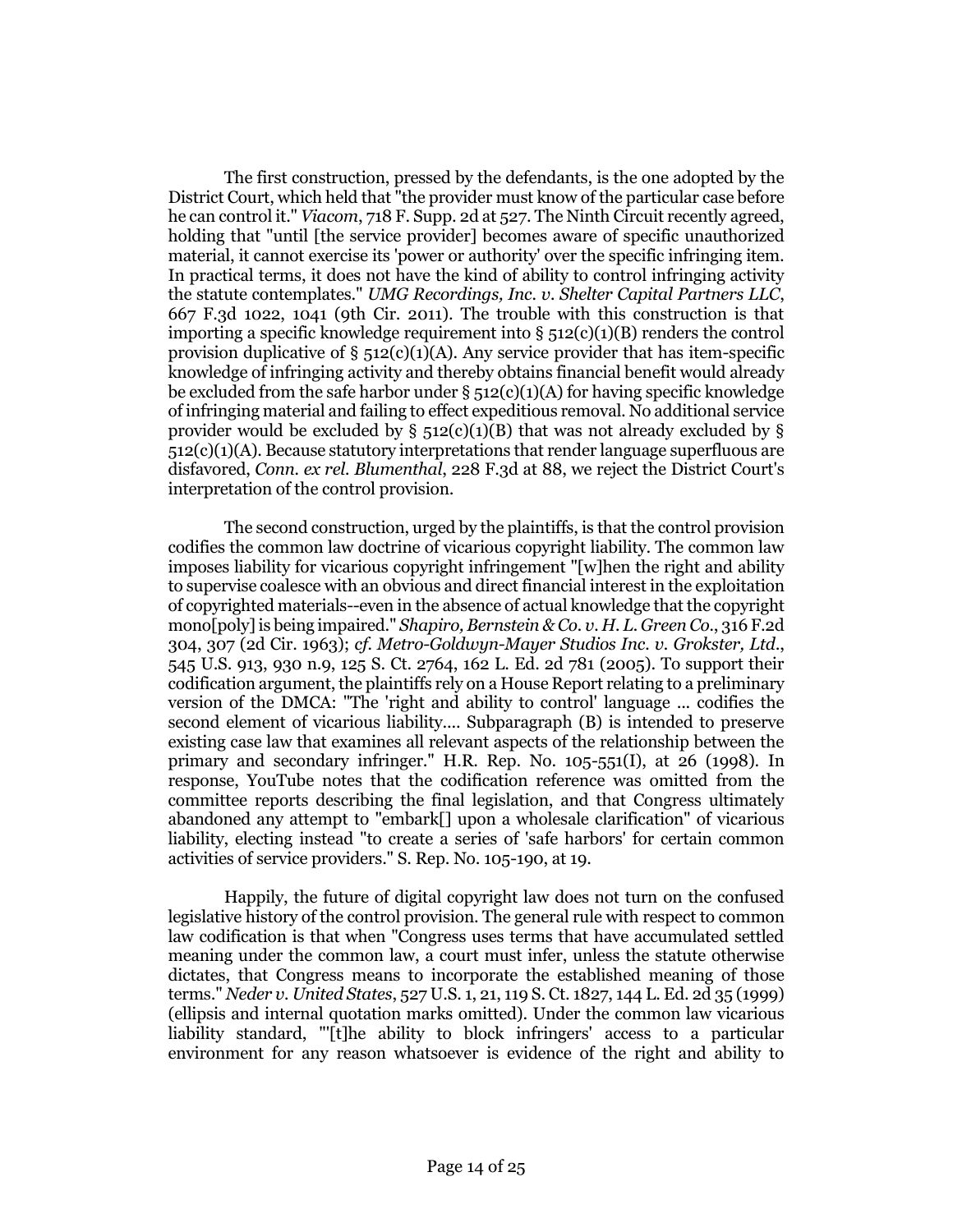The first construction, pressed by the defendants, is the one adopted by the District Court, which held that "the provider must know of the particular case before he can control it." *Viacom*, 718 F. Supp. 2d at 527. The Ninth Circuit recently agreed, holding that "until [the service provider] becomes aware of specific unauthorized material, it cannot exercise its 'power or authority' over the specific infringing item. In practical terms, it does not have the kind of ability to control infringing activity the statute contemplates." *UMG Recordings, Inc. v. Shelter Capital Partners LLC*, 667 F.3d 1022, 1041 (9th Cir. 2011). The trouble with this construction is that importing a specific knowledge requirement into § 512(c)(1)(B) renders the control provision duplicative of § 512(c)(1)(A). Any service provider that has item-specific knowledge of infringing activity and thereby obtains financial benefit would already be excluded from the safe harbor under § 512(c)(1)(A) for having specific knowledge of infringing material and failing to effect expeditious removal. No additional service provider would be excluded by § 512(c)(1)(B) that was not already excluded by § 512(c)(1)(A). Because statutory interpretations that render language superfluous are disfavored, *Conn. ex rel. Blumenthal*, 228 F.3d at 88, we reject the District Court's interpretation of the control provision.

The second construction, urged by the plaintiffs, is that the control provision codifies the common law doctrine of vicarious copyright liability. The common law imposes liability for vicarious copyright infringement "[w]hen the right and ability to supervise coalesce with an obvious and direct financial interest in the exploitation of copyrighted materials--even in the absence of actual knowledge that the copyright mono[poly] is being impaired." *Shapiro, Bernstein & Co. v. H. L. Green Co.*, 316 F.2d 304, 307 (2d Cir. 1963); *cf. Metro-Goldwyn-Mayer Studios Inc. v. Grokster, Ltd.*, 545 U.S. 913, 930 n.9, 125 S. Ct. 2764, 162 L. Ed. 2d 781 (2005). To support their codification argument, the plaintiffs rely on a House Report relating to a preliminary version of the DMCA: "The 'right and ability to control' language ... codifies the second element of vicarious liability.... Subparagraph (B) is intended to preserve existing case law that examines all relevant aspects of the relationship between the primary and secondary infringer." H.R. Rep. No. 105-551(I), at 26 (1998). In response, YouTube notes that the codification reference was omitted from the committee reports describing the final legislation, and that Congress ultimately abandoned any attempt to "embark[] upon a wholesale clarification" of vicarious liability, electing instead "to create a series of 'safe harbors' for certain common activities of service providers." S. Rep. No. 105-190, at 19.

Happily, the future of digital copyright law does not turn on the confused legislative history of the control provision. The general rule with respect to common law codification is that when "Congress uses terms that have accumulated settled meaning under the common law, a court must infer, unless the statute otherwise dictates, that Congress means to incorporate the established meaning of those terms." *Neder v. United States*, 527 U.S. 1, 21, 119 S. Ct. 1827, 144 L. Ed. 2d 35 (1999) (ellipsis and internal quotation marks omitted). Under the common law vicarious liability standard, "'[t]he ability to block infringers' access to a particular environment for any reason whatsoever is evidence of the right and ability to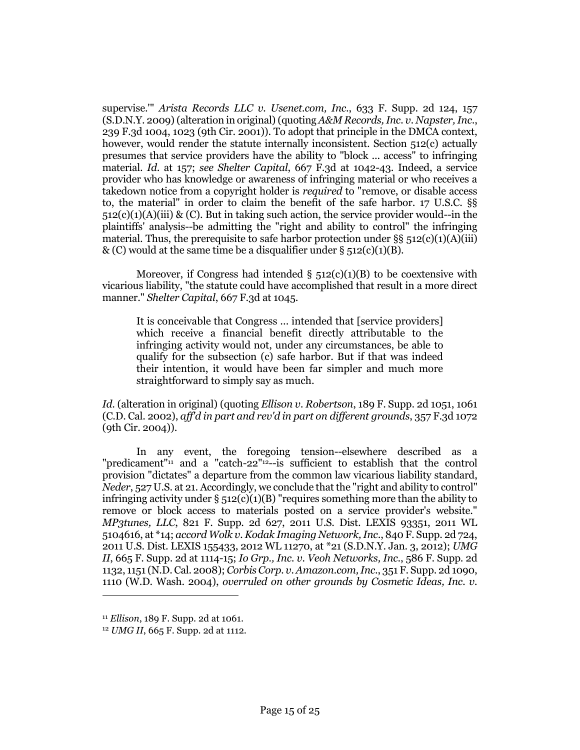supervise.'" *Arista Records LLC v. Usenet.com, Inc.*, 633 F. Supp. 2d 124, 157 (S.D.N.Y. 2009) (alteration in original) (quoting *A&M Records, Inc. v. Napster, Inc.*, 239 F.3d 1004, 1023 (9th Cir. 2001)). To adopt that principle in the DMCA context, however, would render the statute internally inconsistent. Section 512(c) actually presumes that service providers have the ability to "block ... access" to infringing material. *Id.* at 157; *see Shelter Capital*, 667 F.3d at 1042-43. Indeed, a service provider who has knowledge or awareness of infringing material or who receives a takedown notice from a copyright holder is *required* to "remove, or disable access to, the material" in order to claim the benefit of the safe harbor. 17 U.S.C. §§ 512(c)(1)(A)(iii) & (C). But in taking such action, the service provider would--in the plaintiffs' analysis--be admitting the "right and ability to control" the infringing material. Thus, the prerequisite to safe harbor protection under §§ 512(c)(1)(A)(iii) & (C) would at the same time be a disqualifier under § 512(c)(1)(B).

Moreover, if Congress had intended § 512(c)(1)(B) to be coextensive with vicarious liability, "the statute could have accomplished that result in a more direct manner." *Shelter Capital*, 667 F.3d at 1045.

> It is conceivable that Congress ... intended that [service providers] which receive a financial benefit directly attributable to the infringing activity would not, under any circumstances, be able to qualify for the subsection (c) safe harbor. But if that was indeed their intention, it would have been far simpler and much more straightforward to simply say as much.

*Id.* (alteration in original) (quoting *Ellison v. Robertson*, 189 F. Supp. 2d 1051, 1061 (C.D. Cal. 2002), *aff'd in part and rev'd in part on different grounds*, 357 F.3d 1072 (9th Cir. 2004)).

In any event, the foregoing tension--elsewhere described as a "predicament"[11] and a "catch-22"[12]--is sufficient to establish that the control provision "dictates" a departure from the common law vicarious liability standard, *Neder*, 527 U.S. at 21. Accordingly, we conclude that the "right and ability to control" infringing activity under § 512(c)(1)(B) "requires something more than the ability to remove or block access to materials posted on a service provider's website." *MP3tunes, LLC*, 821 F. Supp. 2d 627, 2011 U.S. Dist. LEXIS 93351, 2011 WL 5104616, at *14; *accord Wolk v. Kodak Imaging Network, Inc.*, 840 F. Supp. 2d 724, 2011 U.S. Dist. LEXIS 155433, 2012 WL 11270, at *21 (S.D.N.Y. Jan. 3, 2012); *UMG II*, 665 F. Supp. 2d at 1114-15; *Io Grp., Inc. v. Veoh Networks, Inc.*, 586 F. Supp. 2d 1132, 1151 (N.D. Cal. 2008); *Corbis Corp. v. Amazon.com, Inc.*, 351 F. Supp. 2d 1090, 1110 (W.D. Wash. 2004), *overruled on other grounds by Cosmetic Ideas, Inc. v.*

---

[11] *Ellison*, 189 F. Supp. 2d at 1061.

[12] *UMG II*, 665 F. Supp. 2d at 1112.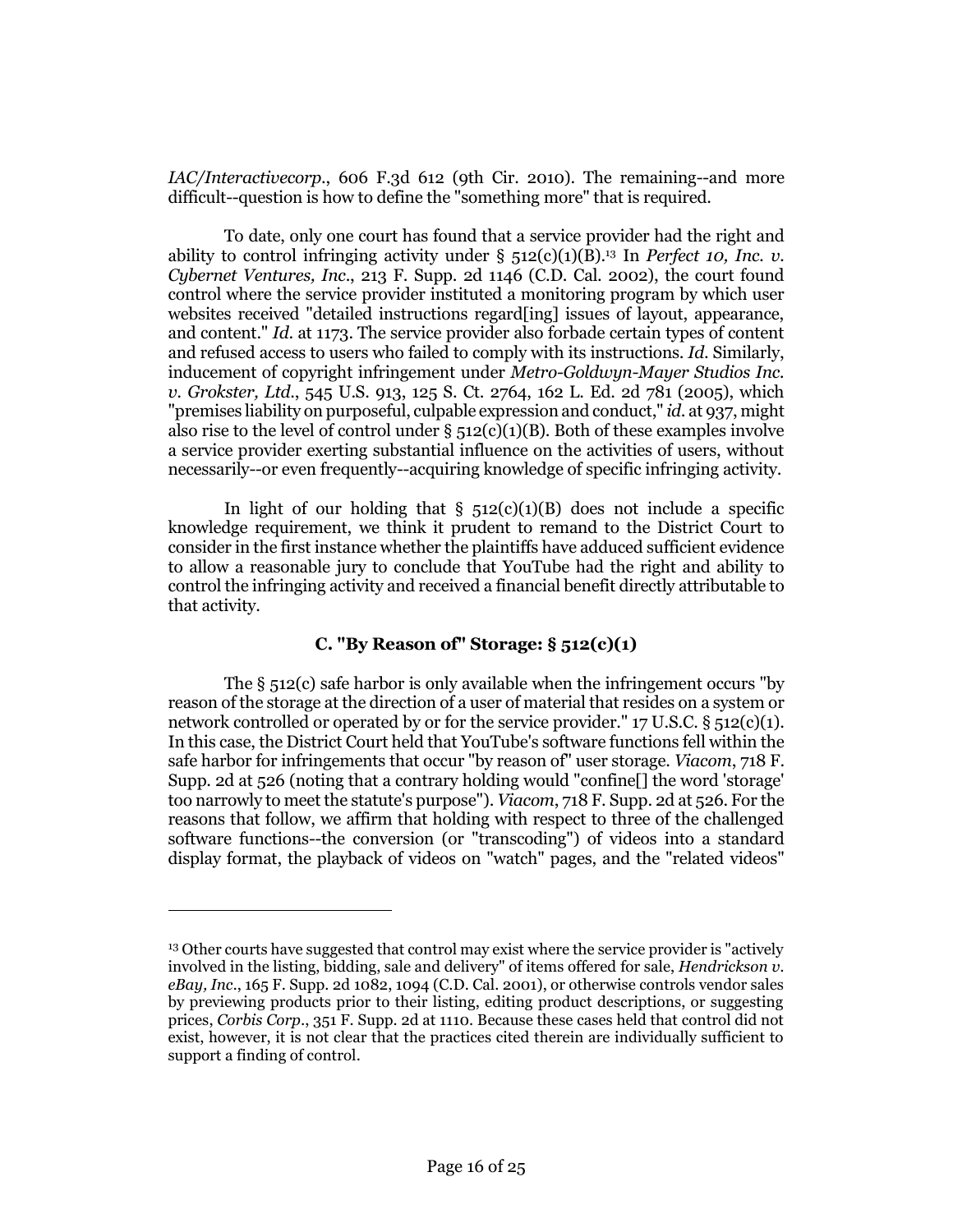*IAC/Interactivecorp.*, 606 F.3d 612 (9th Cir. 2010). The remaining--and more difficult--question is how to define the "something more" that is required.

To date, only one court has found that a service provider had the right and ability to control infringing activity under § 512(c)(1)(B).[13] In *Perfect 10, Inc. v. Cybernet Ventures, Inc.*, 213 F. Supp. 2d 1146 (C.D. Cal. 2002), the court found control where the service provider instituted a monitoring program by which user websites received "detailed instructions regard[ing] issues of layout, appearance, and content." *Id.* at 1173. The service provider also forbade certain types of content and refused access to users who failed to comply with its instructions. *Id.* Similarly, inducement of copyright infringement under *Metro-Goldwyn-Mayer Studios Inc. v. Grokster, Ltd.*, 545 U.S. 913, 125 S. Ct. 2764, 162 L. Ed. 2d 781 (2005), which "premises liability on purposeful, culpable expression and conduct," *id.* at 937, might also rise to the level of control under § 512(c)(1)(B). Both of these examples involve a service provider exerting substantial influence on the activities of users, without necessarily--or even frequently--acquiring knowledge of specific infringing activity.

In light of our holding that § 512(c)(1)(B) does not include a specific knowledge requirement, we think it prudent to remand to the District Court to consider in the first instance whether the plaintiffs have adduced sufficient evidence to allow a reasonable jury to conclude that YouTube had the right and ability to control the infringing activity and received a financial benefit directly attributable to that activity.

### C. "By Reason of" Storage: § 512(c)(1)

The § 512(c) safe harbor is only available when the infringement occurs "by reason of the storage at the direction of a user of material that resides on a system or network controlled or operated by or for the service provider." 17 U.S.C. § 512(c)(1). In this case, the District Court held that YouTube's software functions fell within the safe harbor for infringements that occur "by reason of" user storage. *Viacom*, 718 F. Supp. 2d at 526 (noting that a contrary holding would "confine[] the word 'storage' too narrowly to meet the statute's purpose"). *Viacom*, 718 F. Supp. 2d at 526. For the reasons that follow, we affirm that holding with respect to three of the challenged software functions--the conversion (or "transcoding") of videos into a standard display format, the playback of videos on "watch" pages, and the "related videos"

[13] Other courts have suggested that control may exist where the service provider is "actively involved in the listing, bidding, sale and delivery" of items offered for sale, *Hendrickson v. eBay, Inc.*, 165 F. Supp. 2d 1082, 1094 (C.D. Cal. 2001), or otherwise controls vendor sales by previewing products prior to their listing, editing product descriptions, or suggesting prices, *Corbis Corp.*, 351 F. Supp. 2d at 1110. Because these cases held that control did not exist, however, it is not clear that the practices cited therein are individually sufficient to support a finding of control.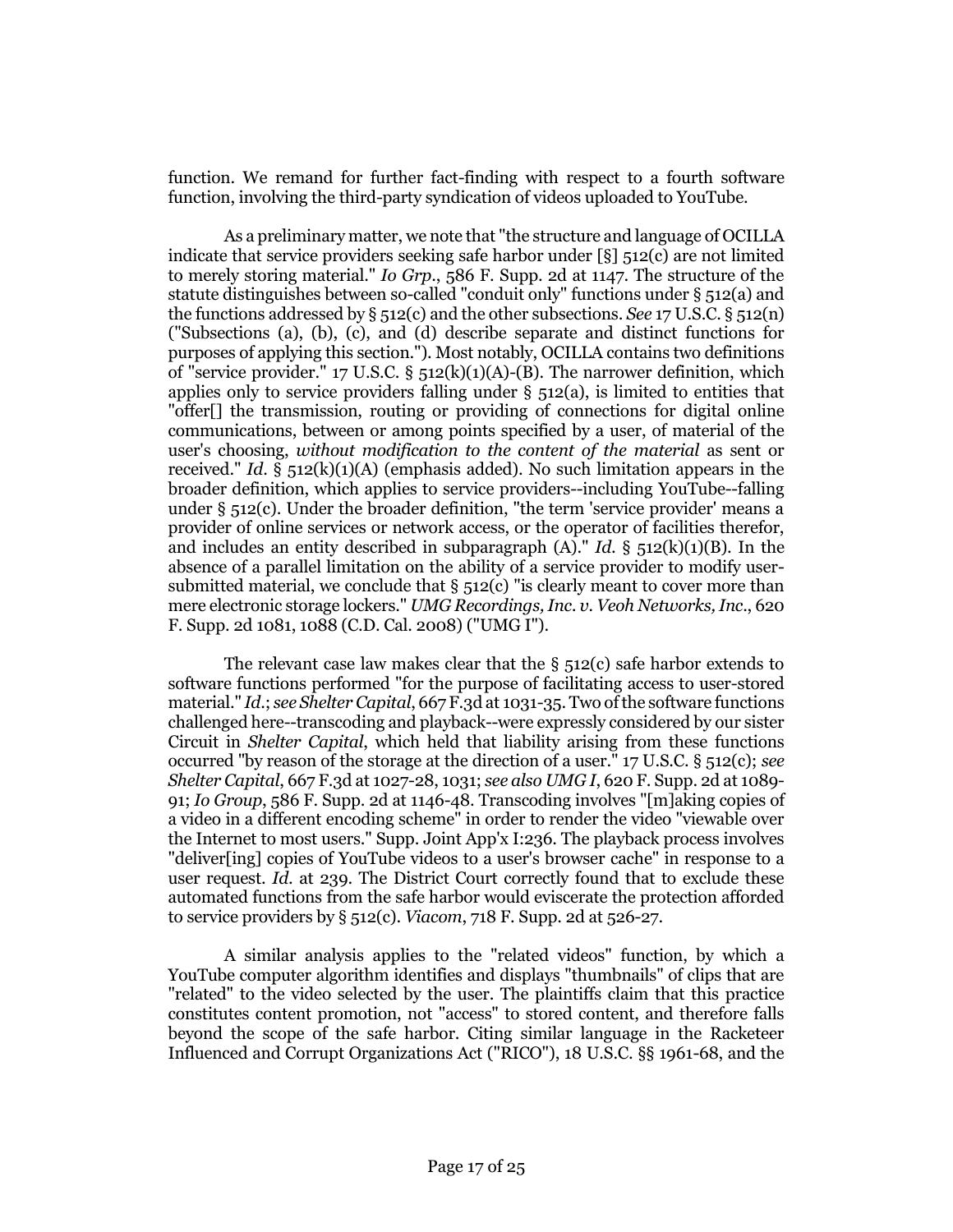function. We remand for further fact-finding with respect to a fourth software function, involving the third-party syndication of videos uploaded to YouTube.

As a preliminary matter, we note that "the structure and language of OCILLA indicate that service providers seeking safe harbor under [§] 512(c) are not limited to merely storing material." *Io Grp.*, 586 F. Supp. 2d at 1147. The structure of the statute distinguishes between so-called "conduit only" functions under § 512(a) and the functions addressed by § 512(c) and the other subsections. *See* 17 U.S.C. § 512(n) ("Subsections (a), (b), (c), and (d) describe separate and distinct functions for purposes of applying this section."). Most notably, OCILLA contains two definitions of "service provider." 17 U.S.C. § 512(k)(1)(A)-(B). The narrower definition, which applies only to service providers falling under § 512(a), is limited to entities that "offer[] the transmission, routing or providing of connections for digital online communications, between or among points specified by a user, of material of the user's choosing, *without modification to the content of the material* as sent or received." *Id.* § 512(k)(1)(A) (emphasis added). No such limitation appears in the broader definition, which applies to service providers--including YouTube--falling under § 512(c). Under the broader definition, "the term 'service provider' means a provider of online services or network access, or the operator of facilities therefor, and includes an entity described in subparagraph (A)." *Id.* § 512(k)(1)(B). In the absence of a parallel limitation on the ability of a service provider to modify user-submitted material, we conclude that § 512(c) "is clearly meant to cover more than mere electronic storage lockers." *UMG Recordings, Inc. v. Veoh Networks, Inc.*, 620 F. Supp. 2d 1081, 1088 (C.D. Cal. 2008) ("UMG I").

The relevant case law makes clear that the § 512(c) safe harbor extends to software functions performed "for the purpose of facilitating access to user-stored material." *Id.*; *see Shelter Capital*, 667 F.3d at 1031-35. Two of the software functions challenged here--transcoding and playback--were expressly considered by our sister Circuit in *Shelter Capital*, which held that liability arising from these functions occurred "by reason of the storage at the direction of a user." 17 U.S.C. § 512(c); *see Shelter Capital*, 667 F.3d at 1027-28, 1031; *see also UMG I*, 620 F. Supp. 2d at 1089-91; *Io Group*, 586 F. Supp. 2d at 1146-48. Transcoding involves "[m]aking copies of a video in a different encoding scheme" in order to render the video "viewable over the Internet to most users." Supp. Joint App'x I:236. The playback process involves "deliver[ing] copies of YouTube videos to a user's browser cache" in response to a user request. *Id.* at 239. The District Court correctly found that to exclude these automated functions from the safe harbor would eviscerate the protection afforded to service providers by § 512(c). *Viacom*, 718 F. Supp. 2d at 526-27.

A similar analysis applies to the "related videos" function, by which a YouTube computer algorithm identifies and displays "thumbnails" of clips that are "related" to the video selected by the user. The plaintiffs claim that this practice constitutes content promotion, not "access" to stored content, and therefore falls beyond the scope of the safe harbor. Citing similar language in the Racketeer Influenced and Corrupt Organizations Act ("RICO"), 18 U.S.C. §§ 1961-68, and the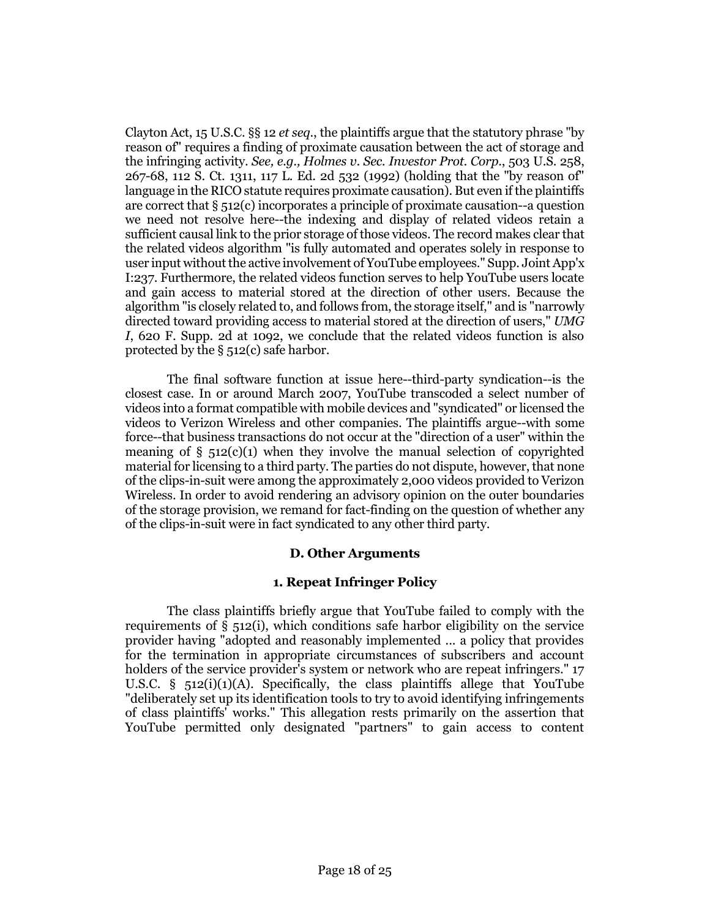Clayton Act, 15 U.S.C. §§ 12 *et seq.*, the plaintiffs argue that the statutory phrase "by reason of" requires a finding of proximate causation between the act of storage and the infringing activity. *See, e.g., Holmes v. Sec. Investor Prot. Corp.*, 503 U.S. 258, 267-68, 112 S. Ct. 1311, 117 L. Ed. 2d 532 (1992) (holding that the "by reason of" language in the RICO statute requires proximate causation). But even if the plaintiffs are correct that § 512(c) incorporates a principle of proximate causation--a question we need not resolve here--the indexing and display of related videos retain a sufficient causal link to the prior storage of those videos. The record makes clear that the related videos algorithm "is fully automated and operates solely in response to user input without the active involvement of YouTube employees." Supp. Joint App'x I:237. Furthermore, the related videos function serves to help YouTube users locate and gain access to material stored at the direction of other users. Because the algorithm "is closely related to, and follows from, the storage itself," and is "narrowly directed toward providing access to material stored at the direction of users," *UMG I*, 620 F. Supp. 2d at 1092, we conclude that the related videos function is also protected by the § 512(c) safe harbor.

The final software function at issue here--third-party syndication--is the closest case. In or around March 2007, YouTube transcoded a select number of videos into a format compatible with mobile devices and "syndicated" or licensed the videos to Verizon Wireless and other companies. The plaintiffs argue--with some force--that business transactions do not occur at the "direction of a user" within the meaning of § 512(c)(1) when they involve the manual selection of copyrighted material for licensing to a third party. The parties do not dispute, however, that none of the clips-in-suit were among the approximately 2,000 videos provided to Verizon Wireless. In order to avoid rendering an advisory opinion on the outer boundaries of the storage provision, we remand for fact-finding on the question of whether any of the clips-in-suit were in fact syndicated to any other third party.

### D. Other Arguments

#### 1. Repeat Infringer Policy

The class plaintiffs briefly argue that YouTube failed to comply with the requirements of § 512(i), which conditions safe harbor eligibility on the service provider having "adopted and reasonably implemented ... a policy that provides for the termination in appropriate circumstances of subscribers and account holders of the service provider's system or network who are repeat infringers." 17 U.S.C. § 512(i)(1)(A). Specifically, the class plaintiffs allege that YouTube "deliberately set up its identification tools to try to avoid identifying infringements of class plaintiffs' works." This allegation rests primarily on the assertion that YouTube permitted only designated "partners" to gain access to content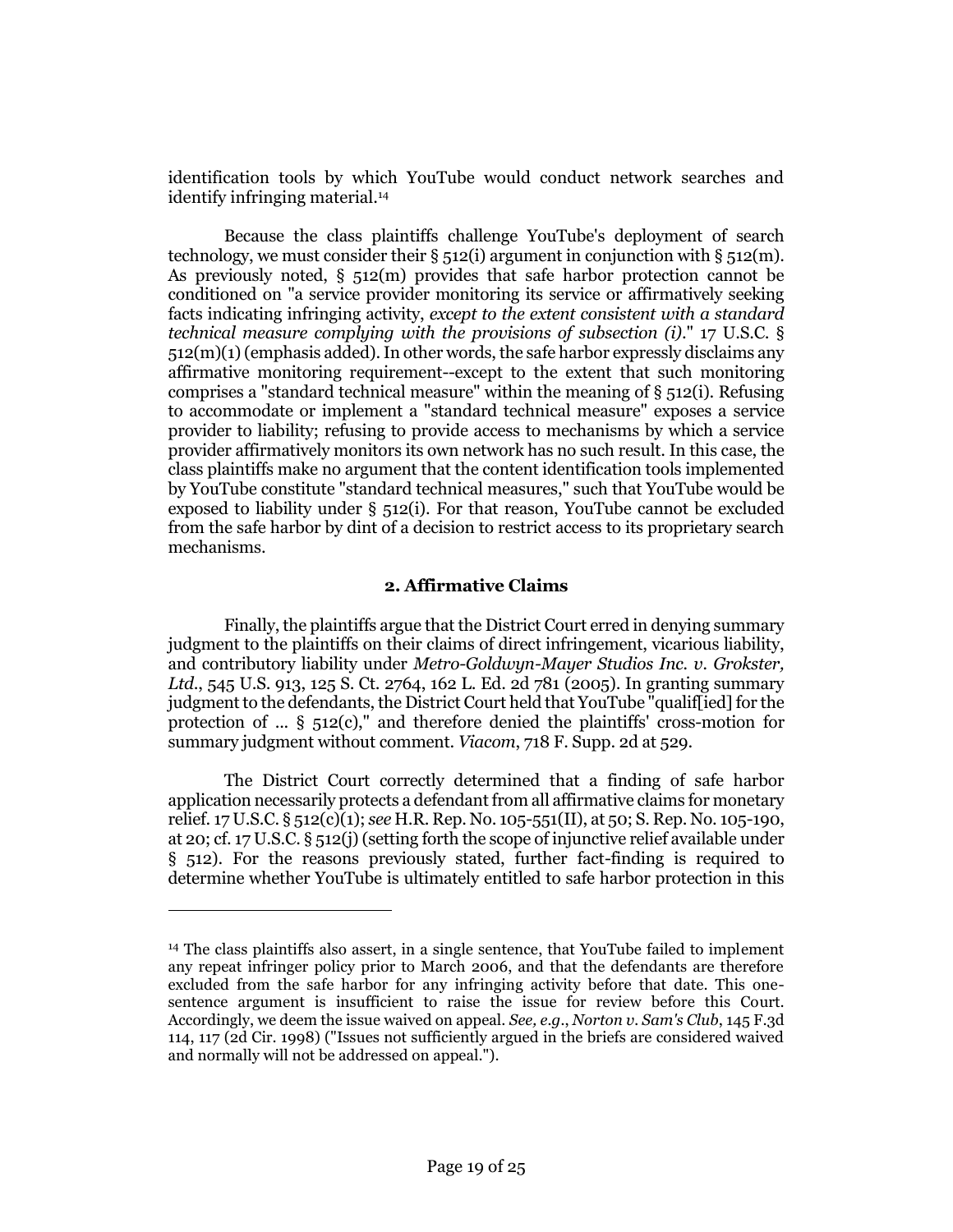identification tools by which YouTube would conduct network searches and identify infringing material.[14]

Because the class plaintiffs challenge YouTube's deployment of search technology, we must consider their § 512(i) argument in conjunction with § 512(m). As previously noted, § 512(m) provides that safe harbor protection cannot be conditioned on "a service provider monitoring its service or affirmatively seeking facts indicating infringing activity, *except to the extent consistent with a standard technical measure complying with the provisions of subsection (i)*." 17 U.S.C. § 512(m)(1) (emphasis added). In other words, the safe harbor expressly disclaims any affirmative monitoring requirement--except to the extent that such monitoring comprises a "standard technical measure" within the meaning of § 512(i). Refusing to accommodate or implement a "standard technical measure" exposes a service provider to liability; refusing to provide access to mechanisms by which a service provider affirmatively monitors its own network has no such result. In this case, the class plaintiffs make no argument that the content identification tools implemented by YouTube constitute "standard technical measures," such that YouTube would be exposed to liability under § 512(i). For that reason, YouTube cannot be excluded from the safe harbor by dint of a decision to restrict access to its proprietary search mechanisms.

### 2. Affirmative Claims

Finally, the plaintiffs argue that the District Court erred in denying summary judgment to the plaintiffs on their claims of direct infringement, vicarious liability, and contributory liability under *Metro-Goldwyn-Mayer Studios Inc. v. Grokster, Ltd.*, 545 U.S. 913, 125 S. Ct. 2764, 162 L. Ed. 2d 781 (2005). In granting summary judgment to the defendants, the District Court held that YouTube "qualif[ied] for the protection of ... § 512(c)," and therefore denied the plaintiffs' cross-motion for summary judgment without comment. *Viacom*, 718 F. Supp. 2d at 529.

The District Court correctly determined that a finding of safe harbor application necessarily protects a defendant from all affirmative claims for monetary relief. 17 U.S.C. § 512(c)(1); *see* H.R. Rep. No. 105-551(II), at 50; S. Rep. No. 105-190, at 20; cf. 17 U.S.C. § 512(j) (setting forth the scope of injunctive relief available under § 512). For the reasons previously stated, further fact-finding is required to determine whether YouTube is ultimately entitled to safe harbor protection in this

---

[14] The class plaintiffs also assert, in a single sentence, that YouTube failed to implement any repeat infringer policy prior to March 2006, and that the defendants are therefore excluded from the safe harbor for any infringing activity before that date. This one-sentence argument is insufficient to raise the issue for review before this Court. Accordingly, we deem the issue waived on appeal. *See, e.g.*, *Norton v. Sam's Club*, 145 F.3d 114, 117 (2d Cir. 1998) ("Issues not sufficiently argued in the briefs are considered waived and normally will not be addressed on appeal.").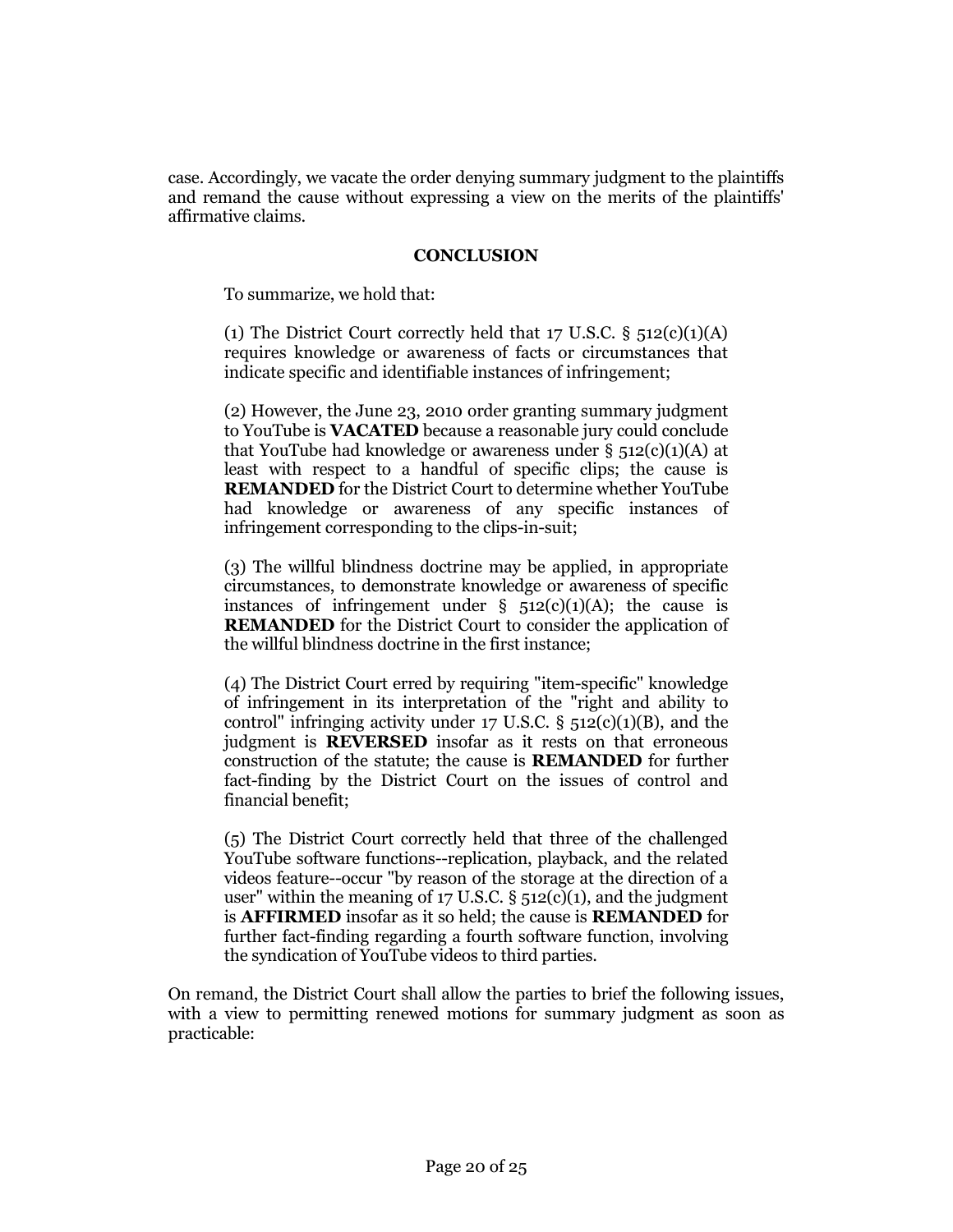case. Accordingly, we vacate the order denying summary judgment to the plaintiffs and remand the cause without expressing a view on the merits of the plaintiffs' affirmative claims.

**CONCLUSION**

To summarize, we hold that:

(1) The District Court correctly held that 17 U.S.C. § 512(c)(1)(A) requires knowledge or awareness of facts or circumstances that indicate specific and identifiable instances of infringement;

(2) However, the June 23, 2010 order granting summary judgment to YouTube is **VACATED** because a reasonable jury could conclude that YouTube had knowledge or awareness under § 512(c)(1)(A) at least with respect to a handful of specific clips; the cause is **REMANDED** for the District Court to determine whether YouTube had knowledge or awareness of any specific instances of infringement corresponding to the clips-in-suit;

(3) The willful blindness doctrine may be applied, in appropriate circumstances, to demonstrate knowledge or awareness of specific instances of infringement under § 512(c)(1)(A); the cause is **REMANDED** for the District Court to consider the application of the willful blindness doctrine in the first instance;

(4) The District Court erred by requiring "item-specific" knowledge of infringement in its interpretation of the "right and ability to control" infringing activity under 17 U.S.C. § 512(c)(1)(B), and the judgment is **REVERSED** insofar as it rests on that erroneous construction of the statute; the cause is **REMANDED** for further fact-finding by the District Court on the issues of control and financial benefit;

(5) The District Court correctly held that three of the challenged YouTube software functions--replication, playback, and the related videos feature--occur "by reason of the storage at the direction of a user" within the meaning of 17 U.S.C. § 512(c)(1), and the judgment is **AFFIRMED** insofar as it so held; the cause is **REMANDED** for further fact-finding regarding a fourth software function, involving the syndication of YouTube videos to third parties.

On remand, the District Court shall allow the parties to brief the following issues, with a view to permitting renewed motions for summary judgment as soon as practicable: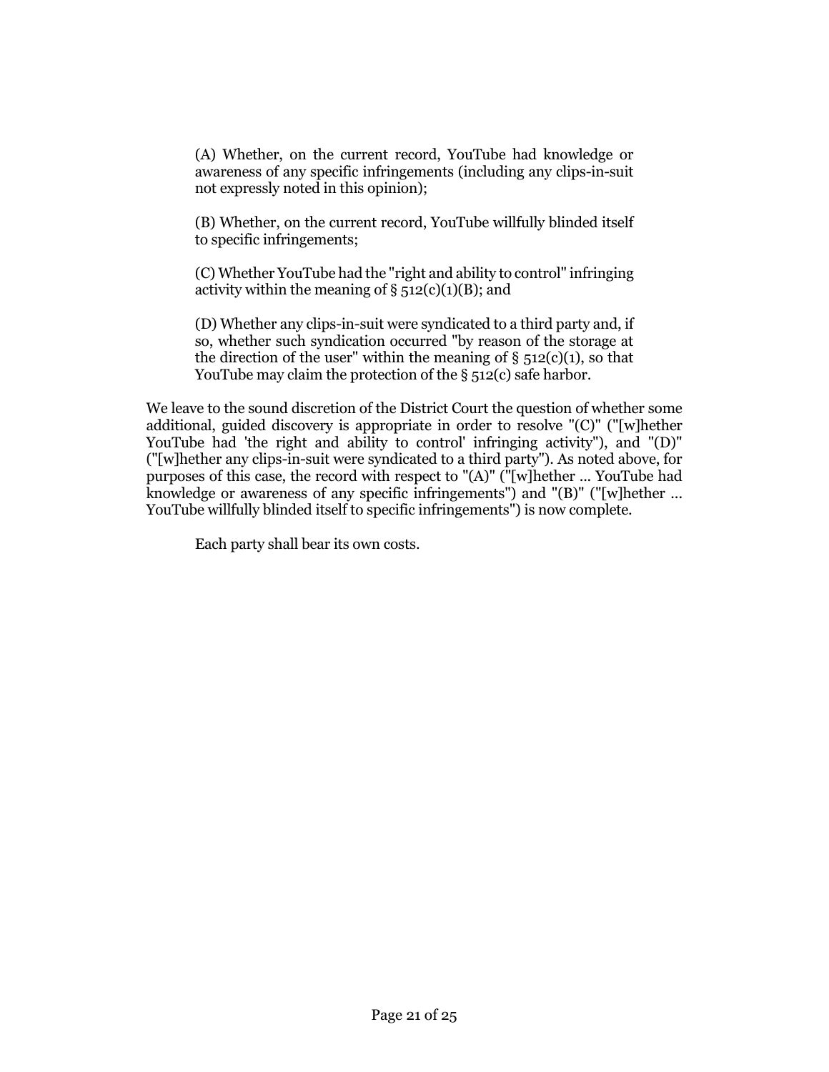> (A) Whether, on the current record, YouTube had knowledge or awareness of any specific infringements (including any clips-in-suit not expressly noted in this opinion);
>
> (B) Whether, on the current record, YouTube willfully blinded itself to specific infringements;
>
> (C) Whether YouTube had the "right and ability to control" infringing activity within the meaning of § 512(c)(1)(B); and
>
> (D) Whether any clips-in-suit were syndicated to a third party and, if so, whether such syndication occurred "by reason of the storage at the direction of the user" within the meaning of § 512(c)(1), so that YouTube may claim the protection of the § 512(c) safe harbor.

We leave to the sound discretion of the District Court the question of whether some additional, guided discovery is appropriate in order to resolve "(C)" ("[w]hether YouTube had 'the right and ability to control' infringing activity"), and "(D)" ("[w]hether any clips-in-suit were syndicated to a third party"). As noted above, for purposes of this case, the record with respect to "(A)" ("[w]hether ... YouTube had knowledge or awareness of any specific infringements") and "(B)" ("[w]hether ... YouTube willfully blinded itself to specific infringements") is now complete.

Each party shall bear its own costs.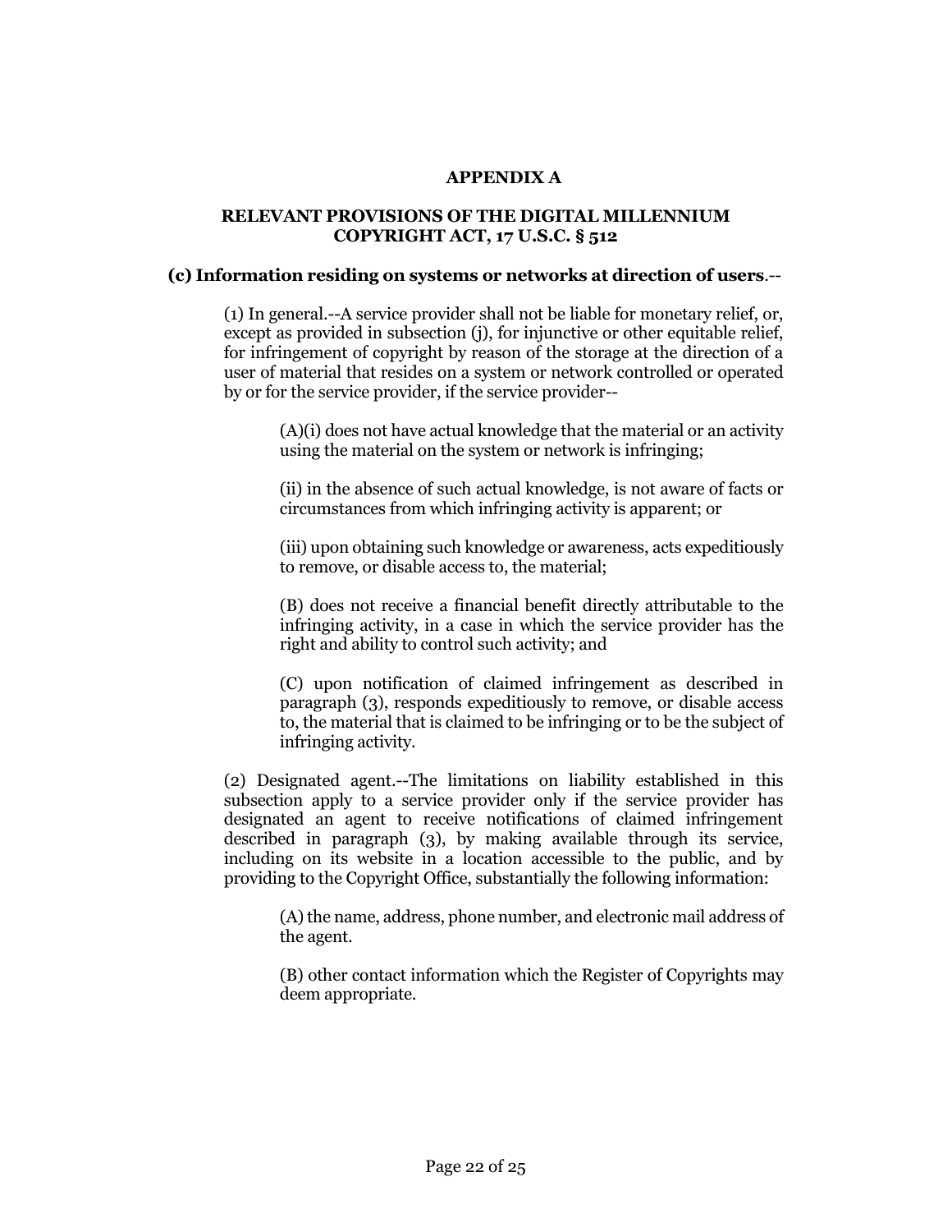# APPENDIX A

## RELEVANT PROVISIONS OF THE DIGITAL MILLENNIUM COPYRIGHT ACT, 17 U.S.C. § 512

**(c) Information residing on systems or networks at direction of users**.--

> (1) In general.--A service provider shall not be liable for monetary relief, or, except as provided in subsection (j), for injunctive or other equitable relief, for infringement of copyright by reason of the storage at the direction of a user of material that resides on a system or network controlled or operated by or for the service provider, if the service provider--
>
> > (A)(i) does not have actual knowledge that the material or an activity using the material on the system or network is infringing;
> >
> > (ii) in the absence of such actual knowledge, is not aware of facts or circumstances from which infringing activity is apparent; or
> >
> > (iii) upon obtaining such knowledge or awareness, acts expeditiously to remove, or disable access to, the material;
> >
> > (B) does not receive a financial benefit directly attributable to the infringing activity, in a case in which the service provider has the right and ability to control such activity; and
> >
> > (C) upon notification of claimed infringement as described in paragraph (3), responds expeditiously to remove, or disable access to, the material that is claimed to be infringing or to be the subject of infringing activity.
>
> (2) Designated agent.--The limitations on liability established in this subsection apply to a service provider only if the service provider has designated an agent to receive notifications of claimed infringement described in paragraph (3), by making available through its service, including on its website in a location accessible to the public, and by providing to the Copyright Office, substantially the following information:
>
> > (A) the name, address, phone number, and electronic mail address of the agent.
> >
> > (B) other contact information which the Register of Copyrights may deem appropriate.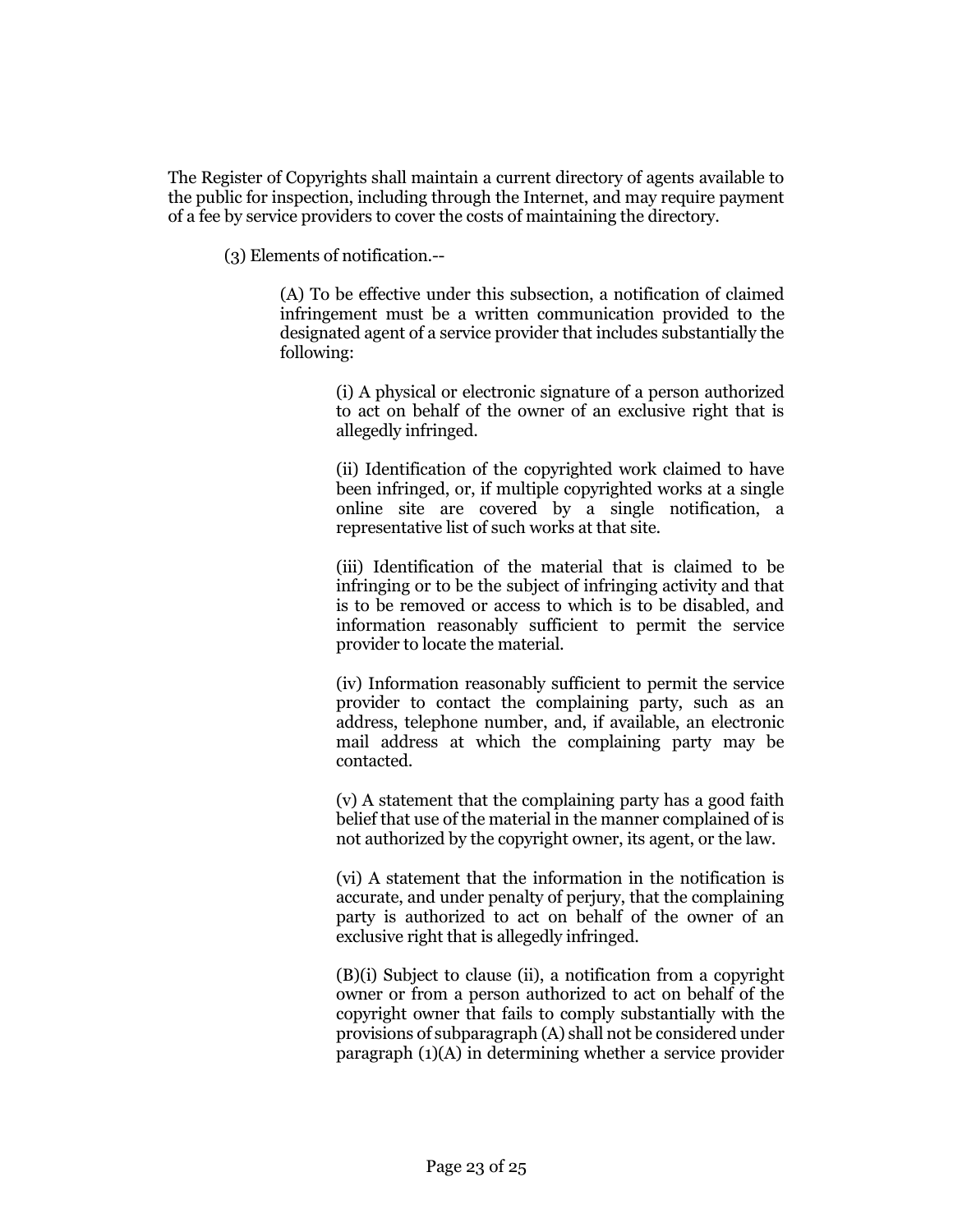The Register of Copyrights shall maintain a current directory of agents available to the public for inspection, including through the Internet, and may require payment of a fee by service providers to cover the costs of maintaining the directory.

(3) Elements of notification.--

(A) To be effective under this subsection, a notification of claimed infringement must be a written communication provided to the designated agent of a service provider that includes substantially the following:

(i) A physical or electronic signature of a person authorized to act on behalf of the owner of an exclusive right that is allegedly infringed.

(ii) Identification of the copyrighted work claimed to have been infringed, or, if multiple copyrighted works at a single online site are covered by a single notification, a representative list of such works at that site.

(iii) Identification of the material that is claimed to be infringing or to be the subject of infringing activity and that is to be removed or access to which is to be disabled, and information reasonably sufficient to permit the service provider to locate the material.

(iv) Information reasonably sufficient to permit the service provider to contact the complaining party, such as an address, telephone number, and, if available, an electronic mail address at which the complaining party may be contacted.

(v) A statement that the complaining party has a good faith belief that use of the material in the manner complained of is not authorized by the copyright owner, its agent, or the law.

(vi) A statement that the information in the notification is accurate, and under penalty of perjury, that the complaining party is authorized to act on behalf of the owner of an exclusive right that is allegedly infringed.

(B)(i) Subject to clause (ii), a notification from a copyright owner or from a person authorized to act on behalf of the copyright owner that fails to comply substantially with the provisions of subparagraph (A) shall not be considered under paragraph (1)(A) in determining whether a service provider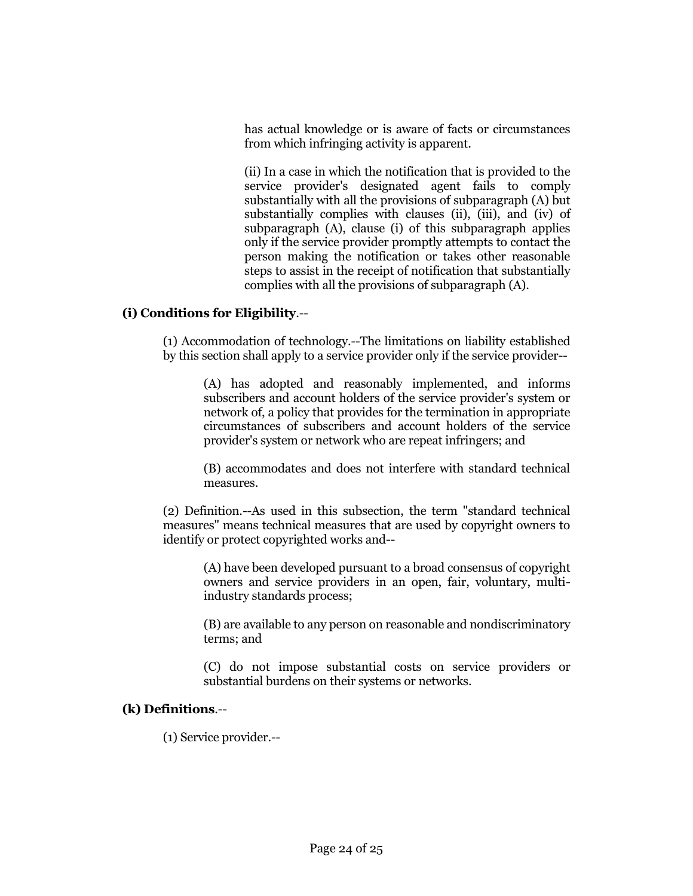has actual knowledge or is aware of facts or circumstances from which infringing activity is apparent.

(ii) In a case in which the notification that is provided to the service provider's designated agent fails to comply substantially with all the provisions of subparagraph (A) but substantially complies with clauses (ii), (iii), and (iv) of subparagraph (A), clause (i) of this subparagraph applies only if the service provider promptly attempts to contact the person making the notification or takes other reasonable steps to assist in the receipt of notification that substantially complies with all the provisions of subparagraph (A).

**(i) Conditions for Eligibility**.--

(1) Accommodation of technology.--The limitations on liability established by this section shall apply to a service provider only if the service provider--

(A) has adopted and reasonably implemented, and informs subscribers and account holders of the service provider's system or network of, a policy that provides for the termination in appropriate circumstances of subscribers and account holders of the service provider's system or network who are repeat infringers; and

(B) accommodates and does not interfere with standard technical measures.

(2) Definition.--As used in this subsection, the term "standard technical measures" means technical measures that are used by copyright owners to identify or protect copyrighted works and--

(A) have been developed pursuant to a broad consensus of copyright owners and service providers in an open, fair, voluntary, multi-industry standards process;

(B) are available to any person on reasonable and nondiscriminatory terms; and

(C) do not impose substantial costs on service providers or substantial burdens on their systems or networks.

**(k) Definitions**.--

(1) Service provider.--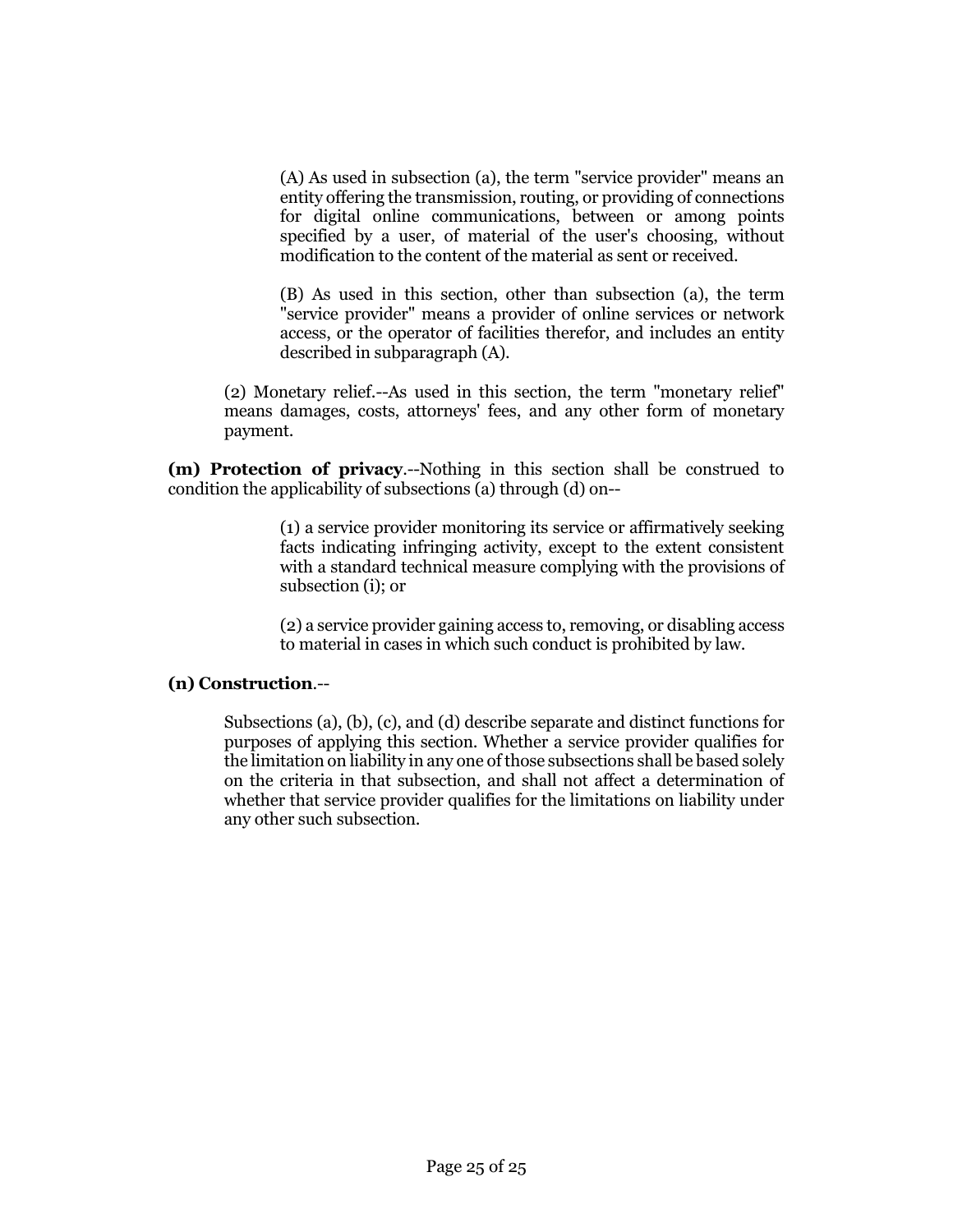(A) As used in subsection (a), the term "service provider" means an entity offering the transmission, routing, or providing of connections for digital online communications, between or among points specified by a user, of material of the user's choosing, without modification to the content of the material as sent or received.

(B) As used in this section, other than subsection (a), the term "service provider" means a provider of online services or network access, or the operator of facilities therefor, and includes an entity described in subparagraph (A).

(2) Monetary relief.--As used in this section, the term "monetary relief" means damages, costs, attorneys' fees, and any other form of monetary payment.

**(m) Protection of privacy**.--Nothing in this section shall be construed to condition the applicability of subsections (a) through (d) on--

(1) a service provider monitoring its service or affirmatively seeking facts indicating infringing activity, except to the extent consistent with a standard technical measure complying with the provisions of subsection (i); or

(2) a service provider gaining access to, removing, or disabling access to material in cases in which such conduct is prohibited by law.

**(n) Construction**.--

Subsections (a), (b), (c), and (d) describe separate and distinct functions for purposes of applying this section. Whether a service provider qualifies for the limitation on liability in any one of those subsections shall be based solely on the criteria in that subsection, and shall not affect a determination of whether that service provider qualifies for the limitations on liability under any other such subsection.